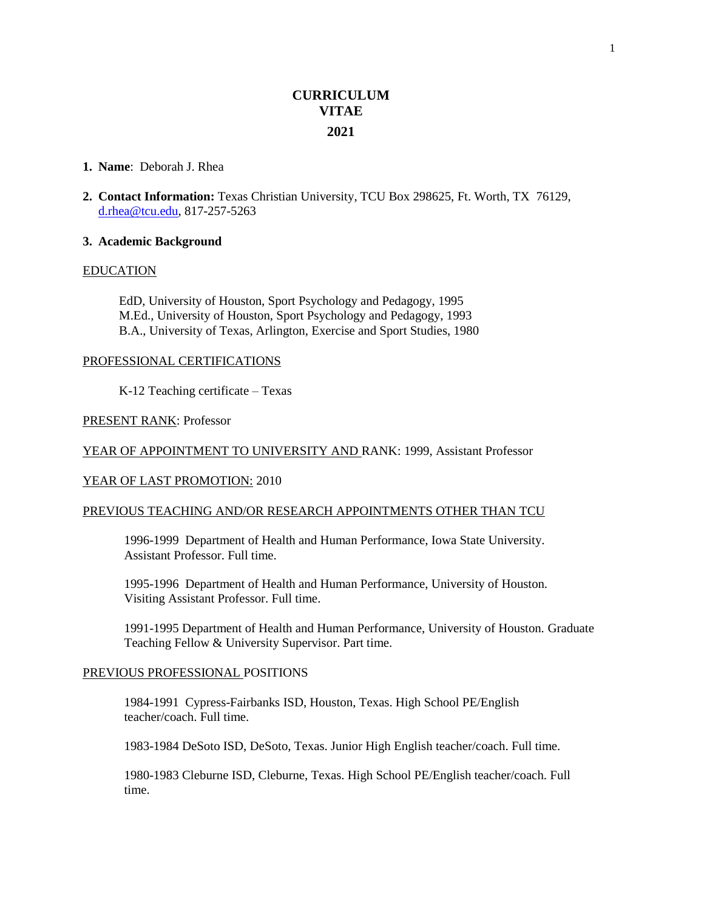# CURRICULUM VITAE

## 2021

1. **Name**: Deborah J. Rhea

2. **Contact Information:** Texas Christian University, TCU Box 298625, Ft. Worth, TX 76129, d.rhea@tcu.edu, 817-257-5263

3. **Academic Background**

<u>EDUCATION</u>

EdD, University of Houston, Sport Psychology and Pedagogy, 1995
M.Ed., University of Houston, Sport Psychology and Pedagogy, 1993
B.A., University of Texas, Arlington, Exercise and Sport Studies, 1980

<u>PROFESSIONAL CERTIFICATIONS</u>

K-12 Teaching certificate – Texas

<u>PRESENT RANK</u>: Professor

<u>YEAR OF APPOINTMENT TO UNIVERSITY AND</u> RANK: 1999, Assistant Professor

<u>YEAR OF LAST PROMOTION:</u> 2010

<u>PREVIOUS TEACHING AND/OR RESEARCH APPOINTMENTS OTHER THAN TCU</u>

1996-1999 Department of Health and Human Performance, Iowa State University. Assistant Professor. Full time.

1995-1996 Department of Health and Human Performance, University of Houston. Visiting Assistant Professor. Full time.

1991-1995 Department of Health and Human Performance, University of Houston. Graduate Teaching Fellow & University Supervisor. Part time.

<u>PREVIOUS PROFESSIONAL</u> POSITIONS

1984-1991 Cypress-Fairbanks ISD, Houston, Texas. High School PE/English teacher/coach. Full time.

1983-1984 DeSoto ISD, DeSoto, Texas. Junior High English teacher/coach. Full time.

1980-1983 Cleburne ISD, Cleburne, Texas. High School PE/English teacher/coach. Full time.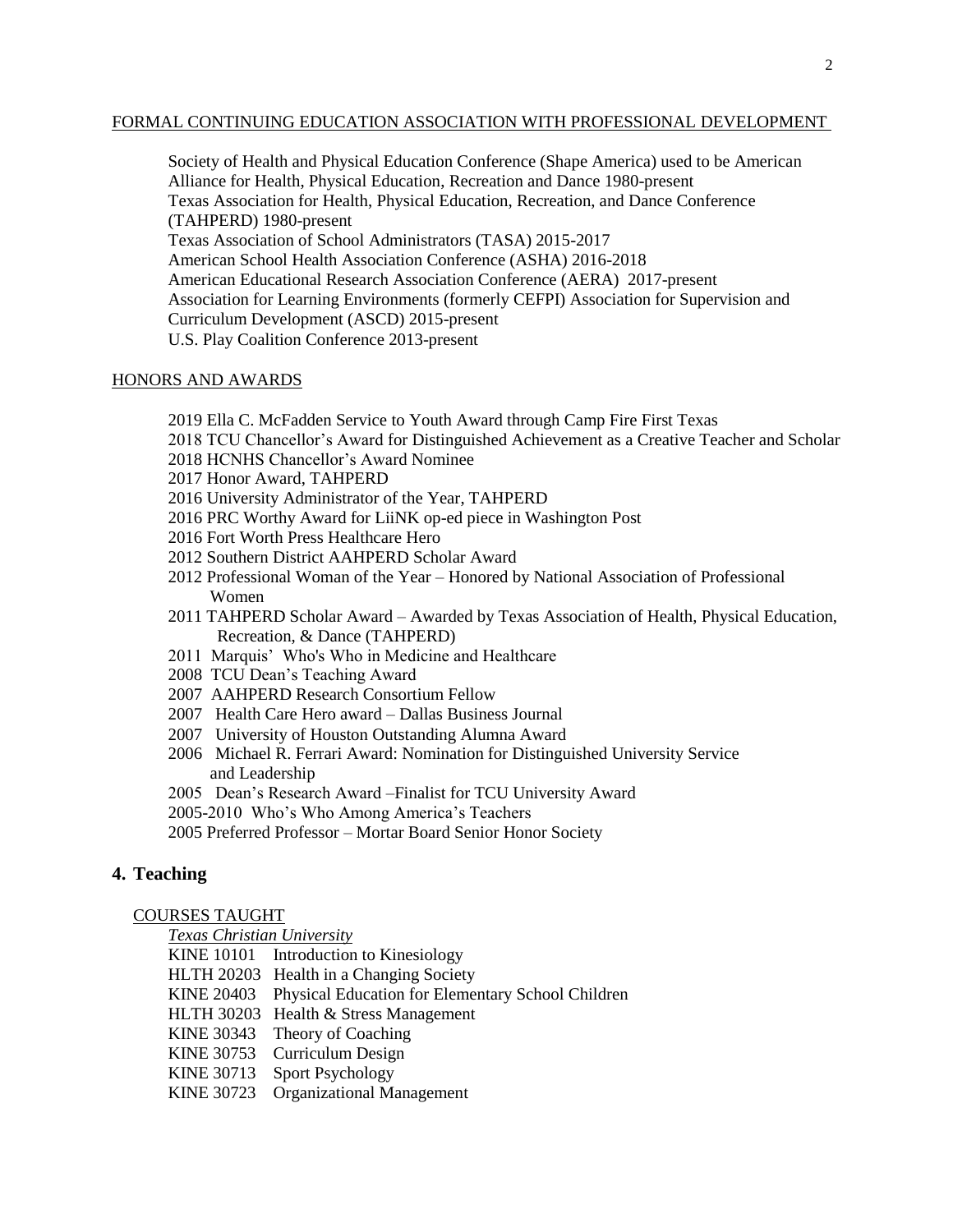FORMAL CONTINUING EDUCATION ASSOCIATION WITH PROFESSIONAL DEVELOPMENT

Society of Health and Physical Education Conference (Shape America) used to be American Alliance for Health, Physical Education, Recreation and Dance 1980-present
Texas Association for Health, Physical Education, Recreation, and Dance Conference (TAHPERD) 1980-present
Texas Association of School Administrators (TASA) 2015-2017
American School Health Association Conference (ASHA) 2016-2018
American Educational Research Association Conference (AERA) 2017-present
Association for Learning Environments (formerly CEFPI) Association for Supervision and Curriculum Development (ASCD) 2015-present
U.S. Play Coalition Conference 2013-present

HONORS AND AWARDS

2019 Ella C. McFadden Service to Youth Award through Camp Fire First Texas
2018 TCU Chancellor's Award for Distinguished Achievement as a Creative Teacher and Scholar
2018 HCNHS Chancellor's Award Nominee
2017 Honor Award, TAHPERD
2016 University Administrator of the Year, TAHPERD
2016 PRC Worthy Award for LiiNK op-ed piece in Washington Post
2016 Fort Worth Press Healthcare Hero
2012 Southern District AAHPERD Scholar Award
2012 Professional Woman of the Year – Honored by National Association of Professional Women
2011 TAHPERD Scholar Award – Awarded by Texas Association of Health, Physical Education, Recreation, & Dance (TAHPERD)
2011 Marquis' Who's Who in Medicine and Healthcare
2008 TCU Dean's Teaching Award
2007 AAHPERD Research Consortium Fellow
2007 Health Care Hero award – Dallas Business Journal
2007 University of Houston Outstanding Alumna Award
2006 Michael R. Ferrari Award: Nomination for Distinguished University Service and Leadership
2005 Dean's Research Award –Finalist for TCU University Award
2005-2010 Who's Who Among America's Teachers
2005 Preferred Professor – Mortar Board Senior Honor Society

## 4. Teaching

COURSES TAUGHT

*Texas Christian University*

KINE 10101 Introduction to Kinesiology
HLTH 20203 Health in a Changing Society
KINE 20403 Physical Education for Elementary School Children
HLTH 30203 Health & Stress Management
KINE 30343 Theory of Coaching
KINE 30753 Curriculum Design
KINE 30713 Sport Psychology
KINE 30723 Organizational Management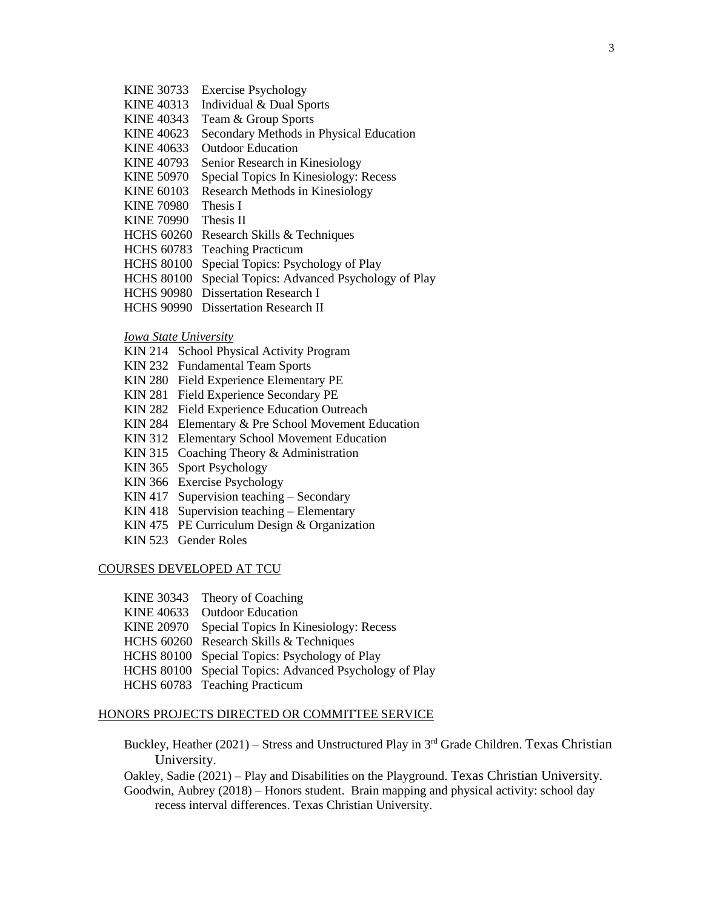KINE 30733 Exercise Psychology
KINE 40313 Individual & Dual Sports
KINE 40343 Team & Group Sports
KINE 40623 Secondary Methods in Physical Education
KINE 40633 Outdoor Education
KINE 40793 Senior Research in Kinesiology
KINE 50970 Special Topics In Kinesiology: Recess
KINE 60103 Research Methods in Kinesiology
KINE 70980 Thesis I
KINE 70990 Thesis II
HCHS 60260 Research Skills & Techniques
HCHS 60783 Teaching Practicum
HCHS 80100 Special Topics: Psychology of Play
HCHS 80100 Special Topics: Advanced Psychology of Play
HCHS 90980 Dissertation Research I
HCHS 90990 Dissertation Research II

*Iowa State University*
KIN 214 School Physical Activity Program
KIN 232 Fundamental Team Sports
KIN 280 Field Experience Elementary PE
KIN 281 Field Experience Secondary PE
KIN 282 Field Experience Education Outreach
KIN 284 Elementary & Pre School Movement Education
KIN 312 Elementary School Movement Education
KIN 315 Coaching Theory & Administration
KIN 365 Sport Psychology
KIN 366 Exercise Psychology
KIN 417 Supervision teaching – Secondary
KIN 418 Supervision teaching – Elementary
KIN 475 PE Curriculum Design & Organization
KIN 523 Gender Roles

## COURSES DEVELOPED AT TCU

KINE 30343 Theory of Coaching
KINE 40633 Outdoor Education
KINE 20970 Special Topics In Kinesiology: Recess
HCHS 60260 Research Skills & Techniques
HCHS 80100 Special Topics: Psychology of Play
HCHS 80100 Special Topics: Advanced Psychology of Play
HCHS 60783 Teaching Practicum

## HONORS PROJECTS DIRECTED OR COMMITTEE SERVICE

Buckley, Heather (2021) – Stress and Unstructured Play in 3rd Grade Children. Texas Christian University.

Oakley, Sadie (2021) – Play and Disabilities on the Playground. Texas Christian University.

Goodwin, Aubrey (2018) – Honors student. Brain mapping and physical activity: school day recess interval differences. Texas Christian University.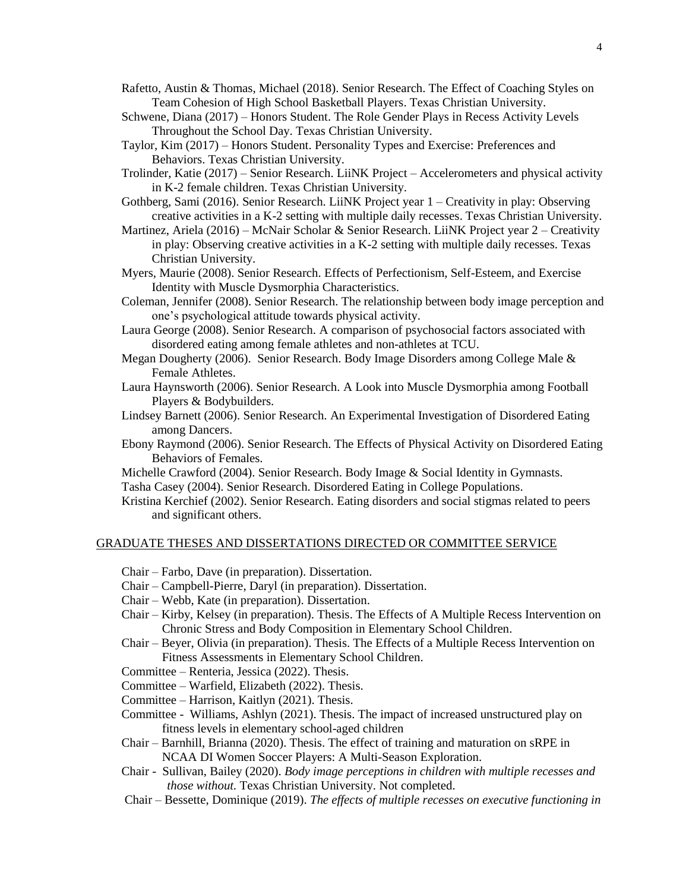Rafetto, Austin & Thomas, Michael (2018). Senior Research. The Effect of Coaching Styles on Team Cohesion of High School Basketball Players. Texas Christian University.

Schwene, Diana (2017) – Honors Student. The Role Gender Plays in Recess Activity Levels Throughout the School Day. Texas Christian University.

Taylor, Kim (2017) – Honors Student. Personality Types and Exercise: Preferences and Behaviors. Texas Christian University.

Trolinder, Katie (2017) – Senior Research. LiiNK Project – Accelerometers and physical activity in K-2 female children. Texas Christian University.

Gothberg, Sami (2016). Senior Research. LiiNK Project year 1 – Creativity in play: Observing creative activities in a K-2 setting with multiple daily recesses. Texas Christian University.

Martinez, Ariela (2016) – McNair Scholar & Senior Research. LiiNK Project year 2 – Creativity in play: Observing creative activities in a K-2 setting with multiple daily recesses. Texas Christian University.

Myers, Maurie (2008). Senior Research. Effects of Perfectionism, Self-Esteem, and Exercise Identity with Muscle Dysmorphia Characteristics.

Coleman, Jennifer (2008). Senior Research. The relationship between body image perception and one's psychological attitude towards physical activity.

Laura George (2008). Senior Research. A comparison of psychosocial factors associated with disordered eating among female athletes and non-athletes at TCU.

Megan Dougherty (2006). Senior Research. Body Image Disorders among College Male & Female Athletes.

Laura Haynsworth (2006). Senior Research. A Look into Muscle Dysmorphia among Football Players & Bodybuilders.

Lindsey Barnett (2006). Senior Research. An Experimental Investigation of Disordered Eating among Dancers.

Ebony Raymond (2006). Senior Research. The Effects of Physical Activity on Disordered Eating Behaviors of Females.

Michelle Crawford (2004). Senior Research. Body Image & Social Identity in Gymnasts.

Tasha Casey (2004). Senior Research. Disordered Eating in College Populations.

Kristina Kerchief (2002). Senior Research. Eating disorders and social stigmas related to peers and significant others.

## GRADUATE THESES AND DISSERTATIONS DIRECTED OR COMMITTEE SERVICE

Chair – Farbo, Dave (in preparation). Dissertation.

Chair – Campbell-Pierre, Daryl (in preparation). Dissertation.

Chair – Webb, Kate (in preparation). Dissertation.

Chair – Kirby, Kelsey (in preparation). Thesis. The Effects of A Multiple Recess Intervention on Chronic Stress and Body Composition in Elementary School Children.

Chair – Beyer, Olivia (in preparation). Thesis. The Effects of a Multiple Recess Intervention on Fitness Assessments in Elementary School Children.

Committee – Renteria, Jessica (2022). Thesis.

Committee – Warfield, Elizabeth (2022). Thesis.

Committee – Harrison, Kaitlyn (2021). Thesis.

Committee - Williams, Ashlyn (2021). Thesis. The impact of increased unstructured play on fitness levels in elementary school-aged children

Chair – Barnhill, Brianna (2020). Thesis. The effect of training and maturation on sRPE in NCAA DI Women Soccer Players: A Multi-Season Exploration.

Chair - Sullivan, Bailey (2020). *Body image perceptions in children with multiple recesses and those without.* Texas Christian University. Not completed.

Chair – Bessette, Dominique (2019). *The effects of multiple recesses on executive functioning in*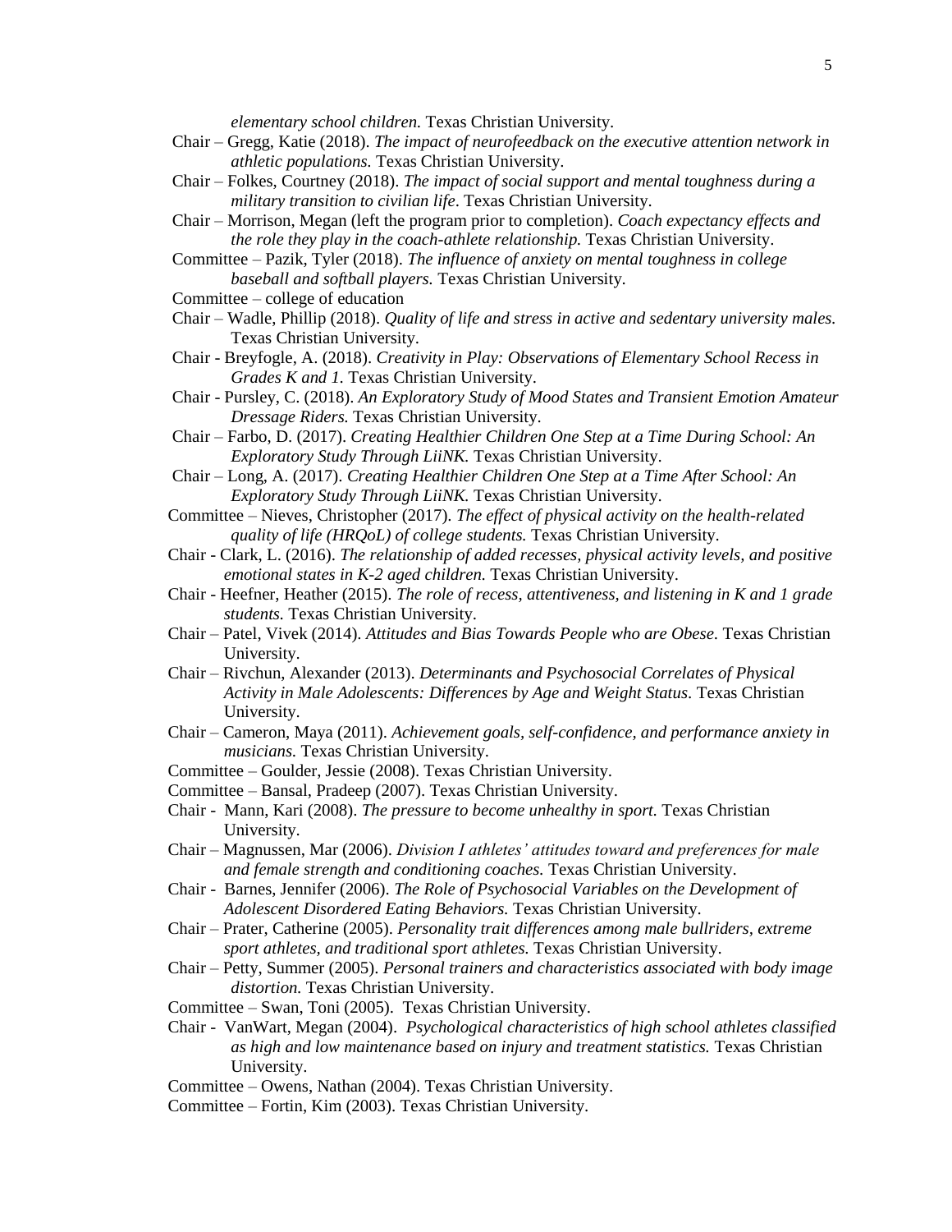*elementary school children.* Texas Christian University.

Chair – Gregg, Katie (2018). *The impact of neurofeedback on the executive attention network in athletic populations.* Texas Christian University.

Chair – Folkes, Courtney (2018). *The impact of social support and mental toughness during a military transition to civilian life*. Texas Christian University.

Chair – Morrison, Megan (left the program prior to completion). *Coach expectancy effects and the role they play in the coach-athlete relationship.* Texas Christian University.

Committee – Pazik, Tyler (2018). *The influence of anxiety on mental toughness in college baseball and softball players.* Texas Christian University.

Committee – college of education

Chair – Wadle, Phillip (2018). *Quality of life and stress in active and sedentary university males.* Texas Christian University.

Chair - Breyfogle, A. (2018). *Creativity in Play: Observations of Elementary School Recess in Grades K and 1.* Texas Christian University.

Chair - Pursley, C. (2018). *An Exploratory Study of Mood States and Transient Emotion Amateur Dressage Riders.* Texas Christian University.

Chair – Farbo, D. (2017). *Creating Healthier Children One Step at a Time During School: An Exploratory Study Through LiiNK.* Texas Christian University.

Chair – Long, A. (2017). *Creating Healthier Children One Step at a Time After School: An Exploratory Study Through LiiNK.* Texas Christian University.

Committee – Nieves, Christopher (2017). *The effect of physical activity on the health-related quality of life (HRQoL) of college students.* Texas Christian University.

Chair - Clark, L. (2016). *The relationship of added recesses, physical activity levels, and positive emotional states in K-2 aged children.* Texas Christian University.

Chair - Heefner, Heather (2015). *The role of recess, attentiveness, and listening in K and 1 grade students.* Texas Christian University.

Chair – Patel, Vivek (2014). *Attitudes and Bias Towards People who are Obese.* Texas Christian University.

Chair – Rivchun, Alexander (2013). *Determinants and Psychosocial Correlates of Physical Activity in Male Adolescents: Differences by Age and Weight Status.* Texas Christian University.

Chair – Cameron, Maya (2011). *Achievement goals, self-confidence, and performance anxiety in musicians.* Texas Christian University.

Committee – Goulder, Jessie (2008). Texas Christian University.

Committee – Bansal, Pradeep (2007). Texas Christian University.

Chair - Mann, Kari (2008). *The pressure to become unhealthy in sport.* Texas Christian University.

Chair – Magnussen, Mar (2006). *Division I athletes' attitudes toward and preferences for male and female strength and conditioning coaches.* Texas Christian University.

Chair - Barnes, Jennifer (2006). *The Role of Psychosocial Variables on the Development of Adolescent Disordered Eating Behaviors.* Texas Christian University.

Chair – Prater, Catherine (2005). *Personality trait differences among male bullriders, extreme sport athletes, and traditional sport athletes.* Texas Christian University.

Chair – Petty, Summer (2005). *Personal trainers and characteristics associated with body image distortion.* Texas Christian University.

Committee – Swan, Toni (2005). Texas Christian University.

Chair - VanWart, Megan (2004). *Psychological characteristics of high school athletes classified as high and low maintenance based on injury and treatment statistics.* Texas Christian University.

Committee – Owens, Nathan (2004). Texas Christian University.

Committee – Fortin, Kim (2003). Texas Christian University.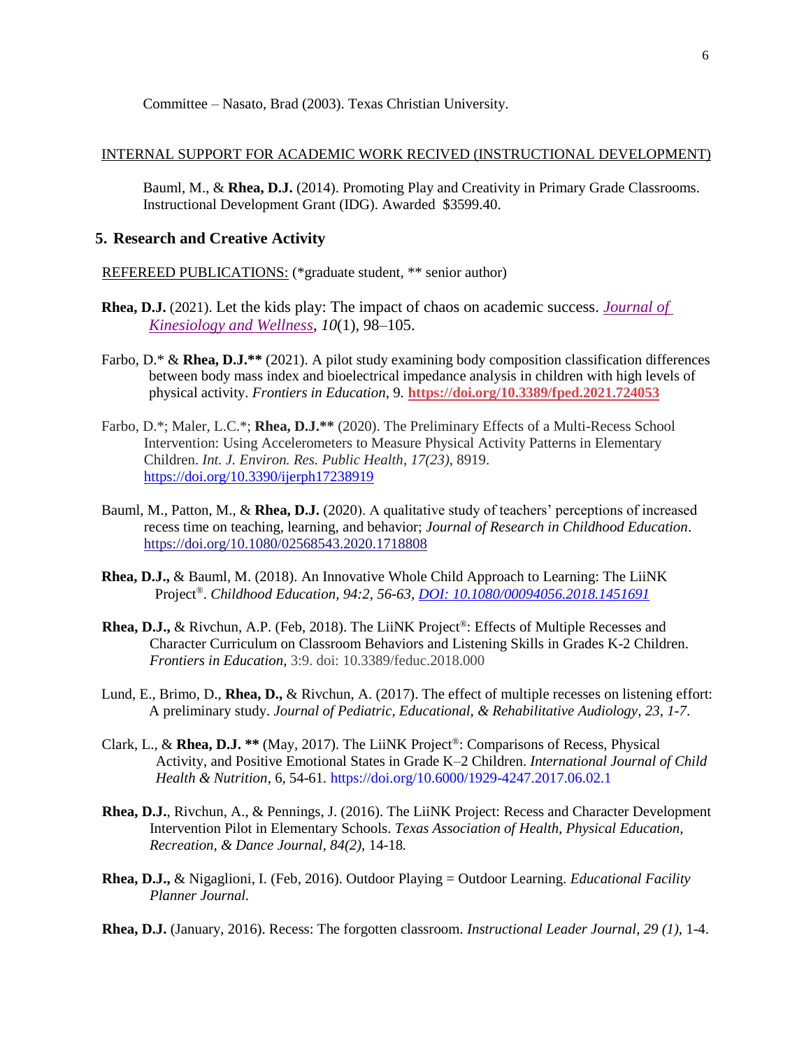Committee – Nasato, Brad (2003). Texas Christian University.

INTERNAL SUPPORT FOR ACADEMIC WORK RECIVED (INSTRUCTIONAL DEVELOPMENT)

Bauml, M., & **Rhea, D.J.** (2014). Promoting Play and Creativity in Primary Grade Classrooms. Instructional Development Grant (IDG). Awarded $3599.40.

## 5. Research and Creative Activity

REFEREED PUBLICATIONS: (*graduate student, ** senior author)

**Rhea, D.J.** (2021). Let the kids play: The impact of chaos on academic success. *Journal of Kinesiology and Wellness*, *10*(1), 98–105.

Farbo, D.* & **Rhea, D.J.**** (2021). A pilot study examining body composition classification differences between body mass index and bioelectrical impedance analysis in children with high levels of physical activity. *Frontiers in Education*, 9. **https://doi.org/10.3389/fped.2021.724053**

Farbo, D.*; Maler, L.C.*; **Rhea, D.J.**** (2020). The Preliminary Effects of a Multi-Recess School Intervention: Using Accelerometers to Measure Physical Activity Patterns in Elementary Children. *Int. J. Environ. Res. Public Health, 17(23),* 8919. https://doi.org/10.3390/ijerph17238919

Bauml, M., Patton, M., & **Rhea, D.J.** (2020). A qualitative study of teachers' perceptions of increased recess time on teaching, learning, and behavior; *Journal of Research in Childhood Education*. https://doi.org/10.1080/02568543.2020.1718808

**Rhea, D.J.,** & Bauml, M. (2018). An Innovative Whole Child Approach to Learning: The LiiNK Project®. *Childhood Education, 94:2, 56-63, DOI: 10.1080/00094056.2018.1451691*

**Rhea, D.J.,** & Rivchun, A.P. (Feb, 2018). The LiiNK Project®: Effects of Multiple Recesses and Character Curriculum on Classroom Behaviors and Listening Skills in Grades K-2 Children. *Frontiers in Education*, 3:9. doi: 10.3389/feduc.2018.000

Lund, E., Brimo, D., **Rhea, D.,** & Rivchun, A. (2017). The effect of multiple recesses on listening effort: A preliminary study. *Journal of Pediatric, Educational, & Rehabilitative Audiology, 23, 1-7.*

Clark, L., & **Rhea, D.J. **** (May, 2017). The LiiNK Project®: Comparisons of Recess, Physical Activity, and Positive Emotional States in Grade K–2 Children. *International Journal of Child Health & Nutrition*, 6, 54-61. https://doi.org/10.6000/1929-4247.2017.06.02.1

**Rhea, D.J.**, Rivchun, A., & Pennings, J. (2016). The LiiNK Project: Recess and Character Development Intervention Pilot in Elementary Schools. *Texas Association of Health, Physical Education, Recreation, & Dance Journal, 84(2),* 14-18*.*

**Rhea, D.J.,** & Nigaglioni, I. (Feb, 2016). Outdoor Playing = Outdoor Learning. *Educational Facility Planner Journal.*

**Rhea, D.J.** (January, 2016). Recess: The forgotten classroom. *Instructional Leader Journal, 29 (1),* 1-4.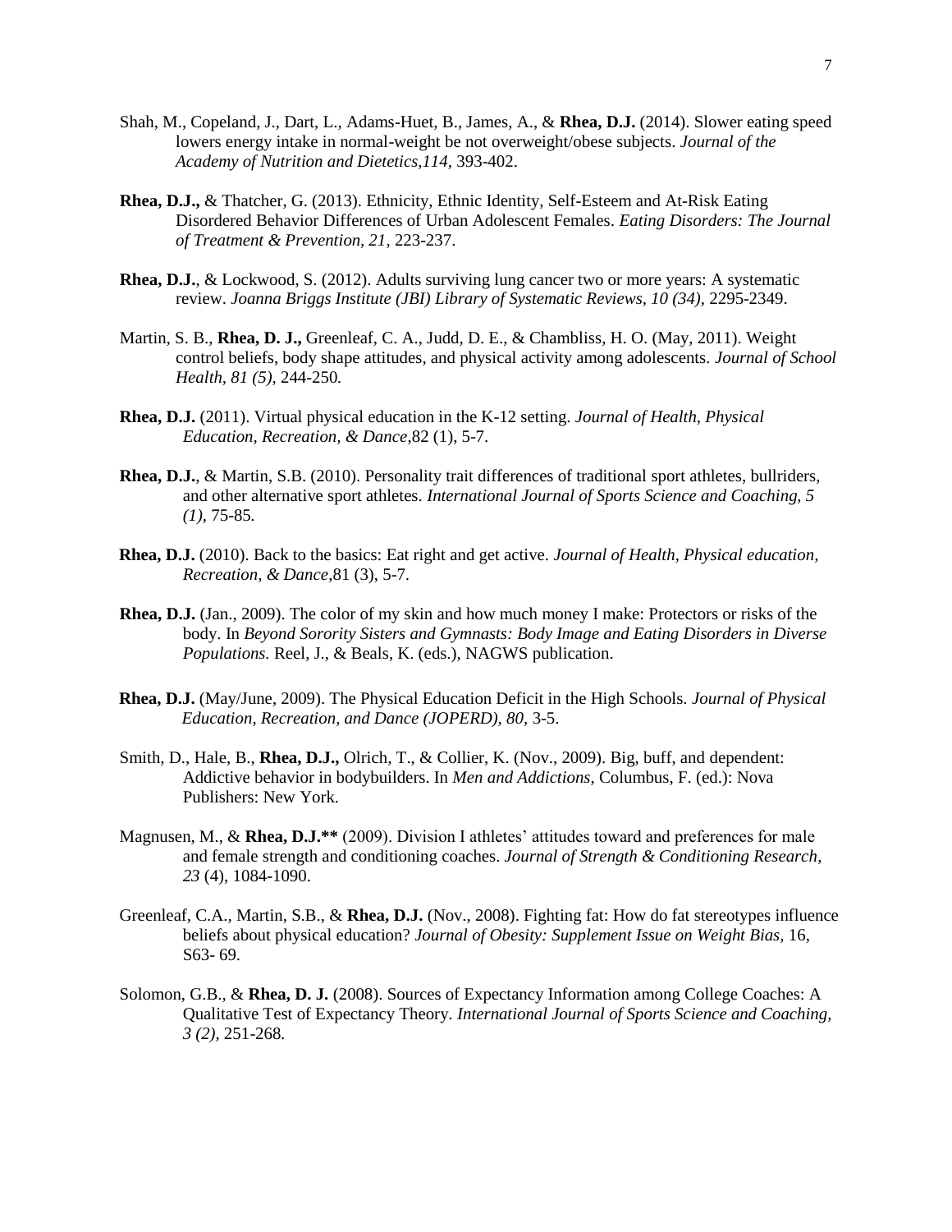Shah, M., Copeland, J., Dart, L., Adams-Huet, B., James, A., & **Rhea, D.J.** (2014). Slower eating speed lowers energy intake in normal-weight be not overweight/obese subjects. *Journal of the Academy of Nutrition and Dietetics,114,* 393-402.

**Rhea, D.J.,** & Thatcher, G. (2013). Ethnicity, Ethnic Identity, Self-Esteem and At-Risk Eating Disordered Behavior Differences of Urban Adolescent Females. *Eating Disorders: The Journal of Treatment & Prevention, 21*, 223-237.

**Rhea, D.J.**, & Lockwood, S. (2012). Adults surviving lung cancer two or more years: A systematic review. *Joanna Briggs Institute (JBI) Library of Systematic Reviews, 10 (34),* 2295-2349.

Martin, S. B., **Rhea, D. J.,** Greenleaf, C. A., Judd, D. E., & Chambliss, H. O. (May, 2011). Weight control beliefs, body shape attitudes, and physical activity among adolescents. *Journal of School Health, 81 (5),* 244-250*.*

**Rhea, D.J.** (2011). Virtual physical education in the K-12 setting. *Journal of Health, Physical Education, Recreation, & Dance,*82 (1), 5-7.

**Rhea, D.J.**, & Martin, S.B. (2010). Personality trait differences of traditional sport athletes, bullriders, and other alternative sport athletes. *International Journal of Sports Science and Coaching, 5 (1),* 75-85*.*

**Rhea, D.J.** (2010). Back to the basics: Eat right and get active. *Journal of Health, Physical education, Recreation, & Dance,*81 (3), 5-7.

**Rhea, D.J.** (Jan., 2009). The color of my skin and how much money I make: Protectors or risks of the body. In *Beyond Sorority Sisters and Gymnasts: Body Image and Eating Disorders in Diverse Populations.* Reel, J., & Beals, K. (eds.), NAGWS publication.

**Rhea, D.J.** (May/June, 2009). The Physical Education Deficit in the High Schools. *Journal of Physical Education, Recreation, and Dance (JOPERD), 80,* 3-5.

Smith, D., Hale, B., **Rhea, D.J.,** Olrich, T., & Collier, K. (Nov., 2009). Big, buff, and dependent: Addictive behavior in bodybuilders. In *Men and Addictions,* Columbus, F. (ed.): Nova Publishers: New York.

Magnusen, M., & **Rhea, D.J.\*\*** (2009). Division I athletes' attitudes toward and preferences for male and female strength and conditioning coaches. *Journal of Strength & Conditioning Research, 23* (4), 1084-1090.

Greenleaf, C.A., Martin, S.B., & **Rhea, D.J.** (Nov., 2008). Fighting fat: How do fat stereotypes influence beliefs about physical education? *Journal of Obesity: Supplement Issue on Weight Bias,* 16, S63- 69.

Solomon, G.B., & **Rhea, D. J.** (2008). Sources of Expectancy Information among College Coaches: A Qualitative Test of Expectancy Theory. *International Journal of Sports Science and Coaching, 3 (2),* 251-268*.*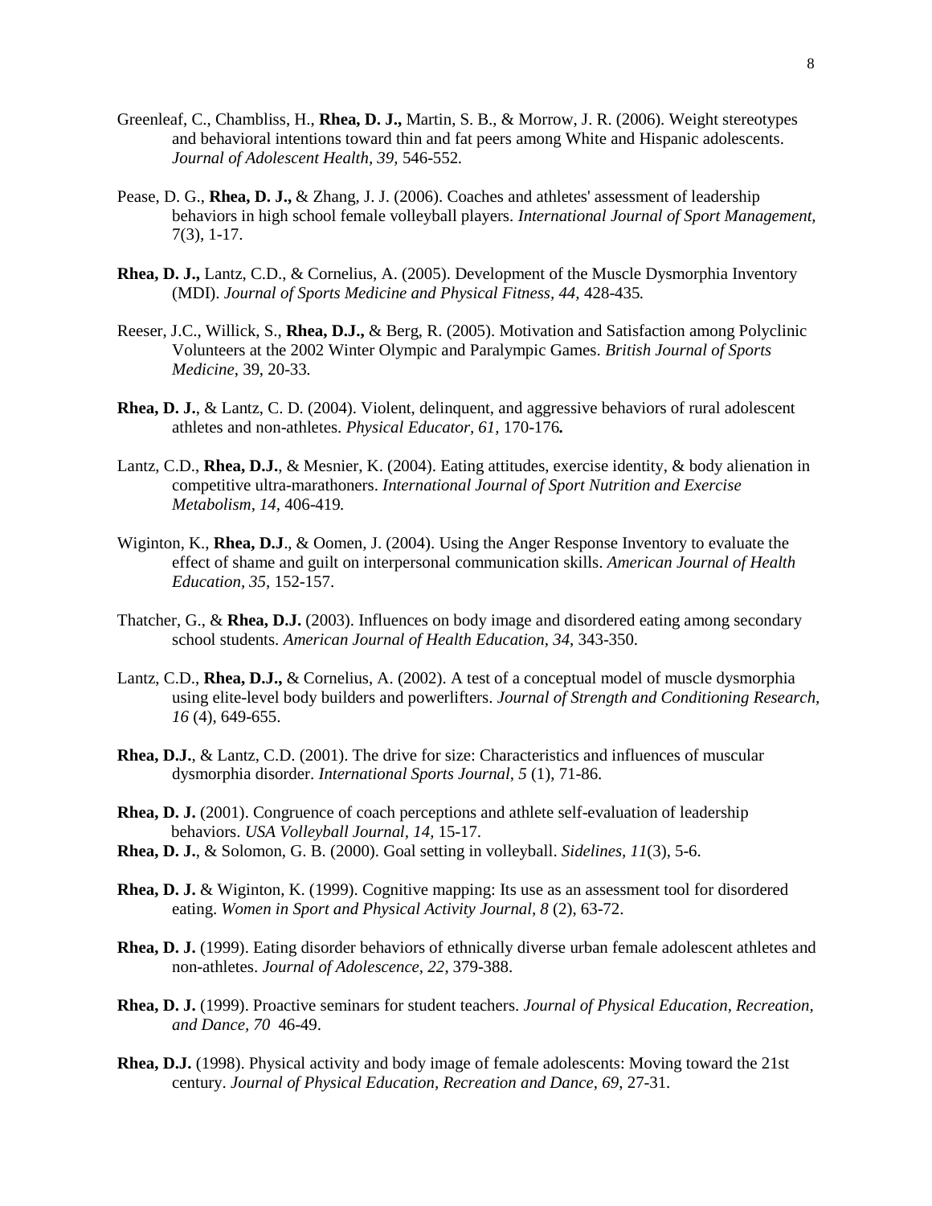Greenleaf, C., Chambliss, H., **Rhea, D. J.,** Martin, S. B., & Morrow, J. R. (2006). Weight stereotypes and behavioral intentions toward thin and fat peers among White and Hispanic adolescents. *Journal of Adolescent Health, 39,* 546-552.

Pease, D. G., **Rhea, D. J.,** & Zhang, J. J. (2006). Coaches and athletes' assessment of leadership behaviors in high school female volleyball players. *International Journal of Sport Management,* 7(3), 1-17.

**Rhea, D. J.,** Lantz, C.D., & Cornelius, A. (2005). Development of the Muscle Dysmorphia Inventory (MDI). *Journal of Sports Medicine and Physical Fitness, 44,* 428-435.

Reeser, J.C., Willick, S., **Rhea, D.J.,** & Berg, R. (2005). Motivation and Satisfaction among Polyclinic Volunteers at the 2002 Winter Olympic and Paralympic Games. *British Journal of Sports Medicine,* 39, 20-33.

**Rhea, D. J.**, & Lantz, C. D. (2004). Violent, delinquent, and aggressive behaviors of rural adolescent athletes and non-athletes. *Physical Educator, 61,* 170-176**.**

Lantz, C.D., **Rhea, D.J.**, & Mesnier, K. (2004). Eating attitudes, exercise identity, & body alienation in competitive ultra-marathoners. *International Journal of Sport Nutrition and Exercise Metabolism, 14,* 406-419.

Wiginton, K., **Rhea, D.J**., & Oomen, J. (2004). Using the Anger Response Inventory to evaluate the effect of shame and guilt on interpersonal communication skills. *American Journal of Health Education, 35,* 152-157.

Thatcher, G., & **Rhea, D.J.** (2003). Influences on body image and disordered eating among secondary school students. *American Journal of Health Education, 34*, 343-350.

Lantz, C.D., **Rhea, D.J.,** & Cornelius, A. (2002). A test of a conceptual model of muscle dysmorphia using elite-level body builders and powerlifters. *Journal of Strength and Conditioning Research, 16* (4), 649-655.

**Rhea, D.J.**, & Lantz, C.D. (2001). The drive for size: Characteristics and influences of muscular dysmorphia disorder. *International Sports Journal, 5* (1), 71-86.

**Rhea, D. J.** (2001). Congruence of coach perceptions and athlete self-evaluation of leadership behaviors. *USA Volleyball Journal, 14,* 15-17.

**Rhea, D. J.**, & Solomon, G. B. (2000). Goal setting in volleyball. *Sidelines, 11*(3), 5-6.

**Rhea, D. J.** & Wiginton, K. (1999). Cognitive mapping: Its use as an assessment tool for disordered eating. *Women in Sport and Physical Activity Journal, 8* (2), 63-72.

**Rhea, D. J.** (1999). Eating disorder behaviors of ethnically diverse urban female adolescent athletes and non-athletes. *Journal of Adolescence, 22,* 379-388.

**Rhea, D. J.** (1999). Proactive seminars for student teachers. *Journal of Physical Education, Recreation, and Dance, 70* 46-49.

**Rhea, D.J.** (1998). Physical activity and body image of female adolescents: Moving toward the 21st century. *Journal of Physical Education, Recreation and Dance, 69*, 27-31.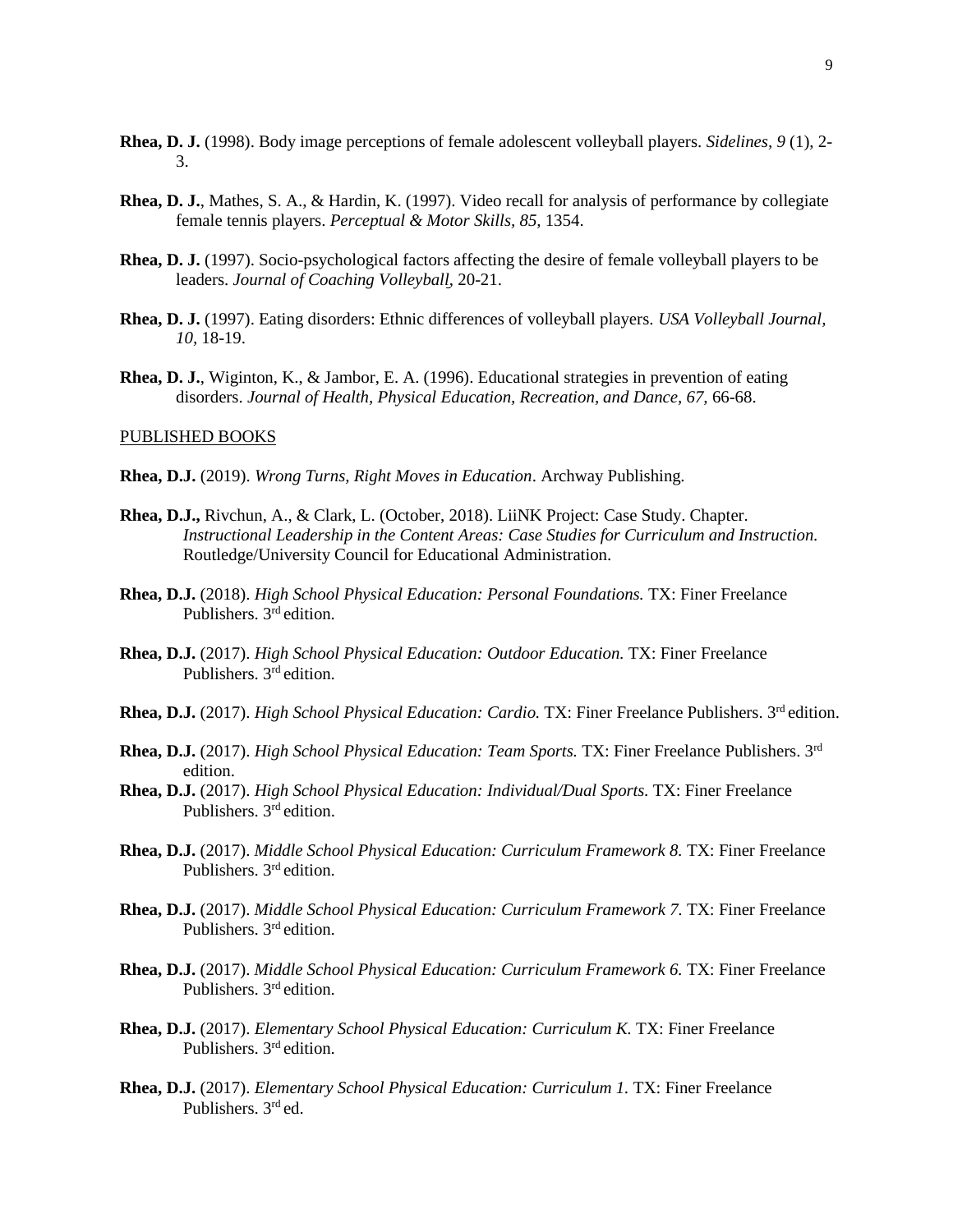**Rhea, D. J.** (1998). Body image perceptions of female adolescent volleyball players. *Sidelines, 9* (1), 2-3.

**Rhea, D. J.**, Mathes, S. A., & Hardin, K. (1997). Video recall for analysis of performance by collegiate female tennis players. *Perceptual & Motor Skills*, *85*, 1354.

**Rhea, D. J.** (1997). Socio-psychological factors affecting the desire of female volleyball players to be leaders. *Journal of Coaching Volleyball,* 20-21.

**Rhea, D. J.** (1997). Eating disorders: Ethnic differences of volleyball players. *USA Volleyball Journal, 10,* 18-19.

**Rhea, D. J.**, Wiginton, K., & Jambor, E. A. (1996). Educational strategies in prevention of eating disorders. *Journal of Health, Physical Education, Recreation, and Dance, 67,* 66-68.

PUBLISHED BOOKS

**Rhea, D.J.** (2019). *Wrong Turns, Right Moves in Education*. Archway Publishing.

**Rhea, D.J.,** Rivchun, A., & Clark, L. (October, 2018). LiiNK Project: Case Study. Chapter. *Instructional Leadership in the Content Areas: Case Studies for Curriculum and Instruction.* Routledge/University Council for Educational Administration.

**Rhea, D.J.** (2018). *High School Physical Education: Personal Foundations.* TX: Finer Freelance Publishers. 3rd edition.

**Rhea, D.J.** (2017). *High School Physical Education: Outdoor Education.* TX: Finer Freelance Publishers. 3rd edition.

**Rhea, D.J.** (2017). *High School Physical Education: Cardio.* TX: Finer Freelance Publishers. 3rd edition.

**Rhea, D.J.** (2017). *High School Physical Education: Team Sports.* TX: Finer Freelance Publishers. 3rd edition.

**Rhea, D.J.** (2017). *High School Physical Education: Individual/Dual Sports.* TX: Finer Freelance Publishers. 3rd edition.

**Rhea, D.J.** (2017). *Middle School Physical Education: Curriculum Framework 8.* TX: Finer Freelance Publishers. 3rd edition.

**Rhea, D.J.** (2017). *Middle School Physical Education: Curriculum Framework 7.* TX: Finer Freelance Publishers. 3rd edition.

**Rhea, D.J.** (2017). *Middle School Physical Education: Curriculum Framework 6.* TX: Finer Freelance Publishers. 3rd edition.

**Rhea, D.J.** (2017). *Elementary School Physical Education: Curriculum K.* TX: Finer Freelance Publishers. 3rd edition.

**Rhea, D.J.** (2017). *Elementary School Physical Education: Curriculum 1.* TX: Finer Freelance Publishers. 3rd ed.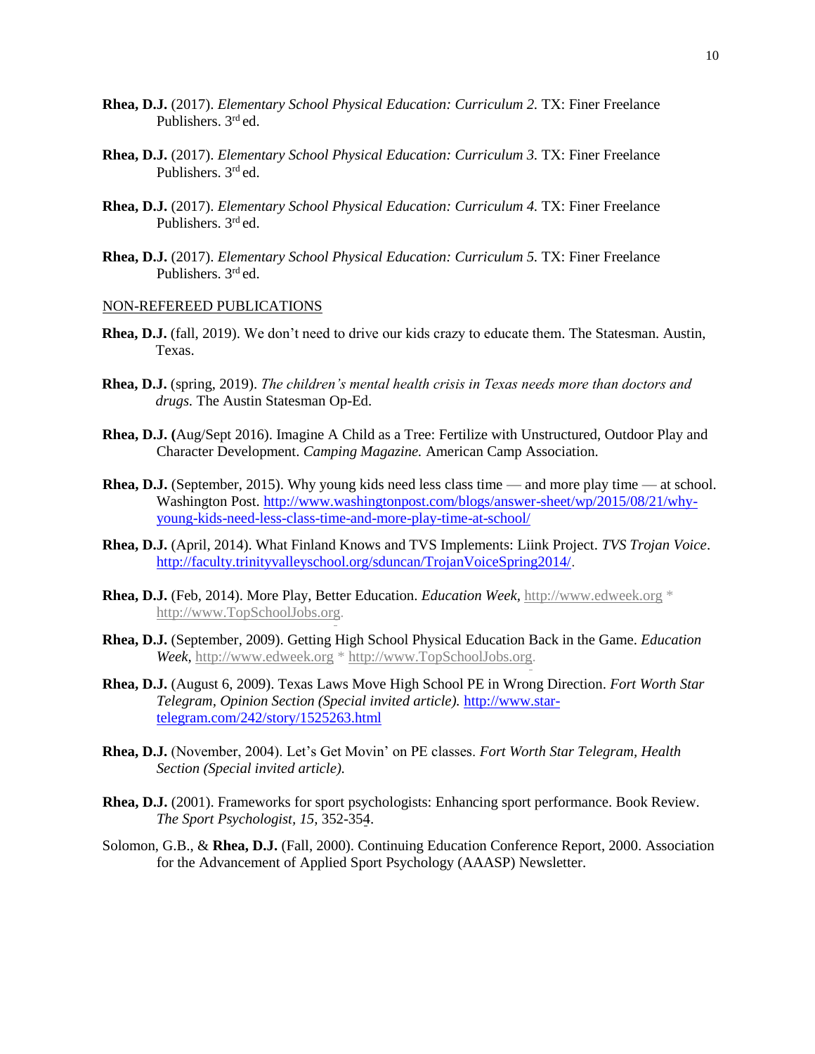**Rhea, D.J.** (2017). *Elementary School Physical Education: Curriculum 2.* TX: Finer Freelance Publishers. 3rd ed.

**Rhea, D.J.** (2017). *Elementary School Physical Education: Curriculum 3.* TX: Finer Freelance Publishers. 3rd ed.

**Rhea, D.J.** (2017). *Elementary School Physical Education: Curriculum 4.* TX: Finer Freelance Publishers. 3rd ed.

**Rhea, D.J.** (2017). *Elementary School Physical Education: Curriculum 5.* TX: Finer Freelance Publishers. 3rd ed.

NON-REFEREED PUBLICATIONS

**Rhea, D.J.** (fall, 2019). We don't need to drive our kids crazy to educate them. The Statesman. Austin, Texas.

**Rhea, D.J.** (spring, 2019). *The children's mental health crisis in Texas needs more than doctors and drugs.* The Austin Statesman Op-Ed.

**Rhea, D.J. (**Aug/Sept 2016). Imagine A Child as a Tree: Fertilize with Unstructured, Outdoor Play and Character Development. *Camping Magazine.* American Camp Association.

**Rhea, D.J.** (September, 2015). Why young kids need less class time — and more play time — at school. Washington Post. http://www.washingtonpost.com/blogs/answer-sheet/wp/2015/08/21/why-young-kids-need-less-class-time-and-more-play-time-at-school/

**Rhea, D.J.** (April, 2014). What Finland Knows and TVS Implements: Liink Project. *TVS Trojan Voice*. http://faculty.trinityvalleyschool.org/sduncan/TrojanVoiceSpring2014/.

**Rhea, D.J.** (Feb, 2014). More Play, Better Education. *Education Week*, http://www.edweek.org * http://www.TopSchoolJobs.org.

**Rhea, D.J.** (September, 2009). Getting High School Physical Education Back in the Game. *Education Week*, http://www.edweek.org * http://www.TopSchoolJobs.org.

**Rhea, D.J.** (August 6, 2009). Texas Laws Move High School PE in Wrong Direction. *Fort Worth Star Telegram, Opinion Section (Special invited article).* http://www.star-telegram.com/242/story/1525263.html

**Rhea, D.J.** (November, 2004). Let's Get Movin' on PE classes. *Fort Worth Star Telegram, Health Section (Special invited article).*

**Rhea, D.J.** (2001). Frameworks for sport psychologists: Enhancing sport performance. Book Review. *The Sport Psychologist, 15,* 352-354.

Solomon, G.B., & **Rhea, D.J.** (Fall, 2000). Continuing Education Conference Report, 2000. Association for the Advancement of Applied Sport Psychology (AAASP) Newsletter.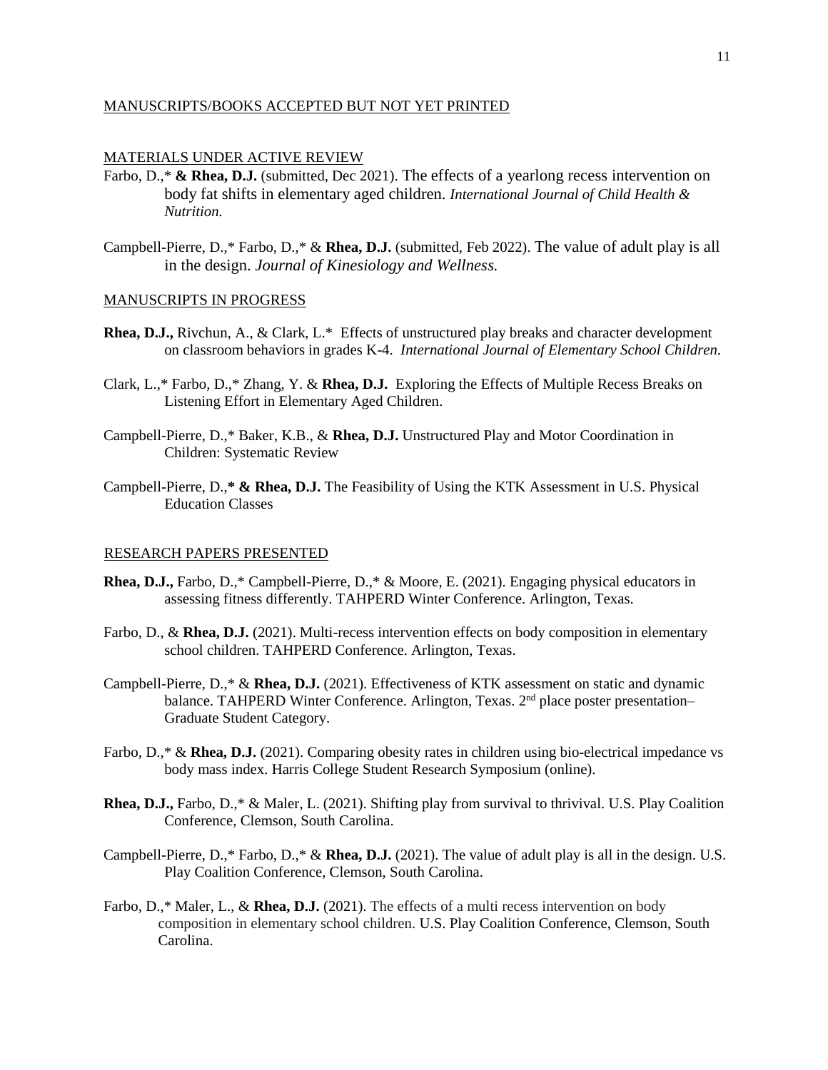## MANUSCRIPTS/BOOKS ACCEPTED BUT NOT YET PRINTED

## MATERIALS UNDER ACTIVE REVIEW

Farbo, D.,* **& Rhea, D.J.** (submitted, Dec 2021). The effects of a yearlong recess intervention on body fat shifts in elementary aged children. *International Journal of Child Health & Nutrition.*

Campbell-Pierre, D.,* Farbo, D.,* & **Rhea, D.J.** (submitted, Feb 2022). The value of adult play is all in the design. *Journal of Kinesiology and Wellness.*

## MANUSCRIPTS IN PROGRESS

**Rhea, D.J.,** Rivchun, A., & Clark, L.* Effects of unstructured play breaks and character development on classroom behaviors in grades K-4. *International Journal of Elementary School Children.*

Clark, L.,* Farbo, D.,* Zhang, Y. & **Rhea, D.J.** Exploring the Effects of Multiple Recess Breaks on Listening Effort in Elementary Aged Children.

Campbell-Pierre, D.,* Baker, K.B., & **Rhea, D.J.** Unstructured Play and Motor Coordination in Children: Systematic Review

Campbell-Pierre, D.,**\* & Rhea, D.J.** The Feasibility of Using the KTK Assessment in U.S. Physical Education Classes

## RESEARCH PAPERS PRESENTED

**Rhea, D.J.,** Farbo, D.,* Campbell-Pierre, D.,* & Moore, E. (2021). Engaging physical educators in assessing fitness differently. TAHPERD Winter Conference. Arlington, Texas.

Farbo, D., & **Rhea, D.J.** (2021). Multi-recess intervention effects on body composition in elementary school children. TAHPERD Conference. Arlington, Texas.

Campbell-Pierre, D.,* & **Rhea, D.J.** (2021). Effectiveness of KTK assessment on static and dynamic balance. TAHPERD Winter Conference. Arlington, Texas. 2nd place poster presentation– Graduate Student Category.

Farbo, D.,* & **Rhea, D.J.** (2021). Comparing obesity rates in children using bio-electrical impedance vs body mass index. Harris College Student Research Symposium (online).

**Rhea, D.J.,** Farbo, D.,* & Maler, L. (2021). Shifting play from survival to thrivival. U.S. Play Coalition Conference, Clemson, South Carolina.

Campbell-Pierre, D.,* Farbo, D.,* & **Rhea, D.J.** (2021). The value of adult play is all in the design. U.S. Play Coalition Conference, Clemson, South Carolina.

Farbo, D.,* Maler, L., & **Rhea, D.J.** (2021). The effects of a multi recess intervention on body composition in elementary school children. U.S. Play Coalition Conference, Clemson, South Carolina.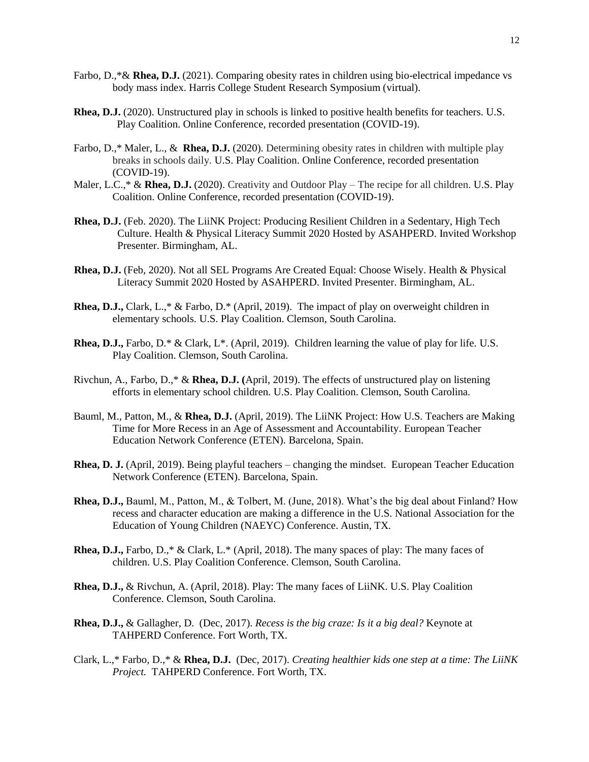Farbo, D.,*& **Rhea, D.J.** (2021). Comparing obesity rates in children using bio-electrical impedance vs body mass index. Harris College Student Research Symposium (virtual).

**Rhea, D.J.** (2020). Unstructured play in schools is linked to positive health benefits for teachers. U.S. Play Coalition. Online Conference, recorded presentation (COVID-19).

Farbo, D.,* Maler, L., & **Rhea, D.J.** (2020). Determining obesity rates in children with multiple play breaks in schools daily. U.S. Play Coalition. Online Conference, recorded presentation (COVID-19).

Maler, L.C.,* & **Rhea, D.J.** (2020). Creativity and Outdoor Play – The recipe for all children. U.S. Play Coalition. Online Conference, recorded presentation (COVID-19).

**Rhea, D.J.** (Feb. 2020). The LiiNK Project: Producing Resilient Children in a Sedentary, High Tech Culture. Health & Physical Literacy Summit 2020 Hosted by ASAHPERD. Invited Workshop Presenter. Birmingham, AL.

**Rhea, D.J.** (Feb, 2020). Not all SEL Programs Are Created Equal: Choose Wisely. Health & Physical Literacy Summit 2020 Hosted by ASAHPERD. Invited Presenter. Birmingham, AL.

**Rhea, D.J.,** Clark, L.,* & Farbo, D.* (April, 2019). The impact of play on overweight children in elementary schools. U.S. Play Coalition. Clemson, South Carolina.

**Rhea, D.J.,** Farbo, D.* & Clark, L*. (April, 2019). Children learning the value of play for life. U.S. Play Coalition. Clemson, South Carolina.

Rivchun, A., Farbo, D.,* & **Rhea, D.J. (**April, 2019). The effects of unstructured play on listening efforts in elementary school children. U.S. Play Coalition. Clemson, South Carolina.

Bauml, M., Patton, M., & **Rhea, D.J.** (April, 2019). The LiiNK Project: How U.S. Teachers are Making Time for More Recess in an Age of Assessment and Accountability. European Teacher Education Network Conference (ETEN). Barcelona, Spain.

**Rhea, D. J.** (April, 2019). Being playful teachers – changing the mindset. European Teacher Education Network Conference (ETEN). Barcelona, Spain.

**Rhea, D.J.,** Bauml, M., Patton, M., & Tolbert, M. (June, 2018). What's the big deal about Finland? How recess and character education are making a difference in the U.S. National Association for the Education of Young Children (NAEYC) Conference. Austin, TX.

**Rhea, D.J.,** Farbo, D.,* & Clark, L.* (April, 2018). The many spaces of play: The many faces of children. U.S. Play Coalition Conference. Clemson, South Carolina.

**Rhea, D.J.,** & Rivchun, A. (April, 2018). Play: The many faces of LiiNK. U.S. Play Coalition Conference. Clemson, South Carolina.

**Rhea, D.J.,** & Gallagher, D. (Dec, 2017). *Recess is the big craze: Is it a big deal?* Keynote at TAHPERD Conference. Fort Worth, TX.

Clark, L.,* Farbo, D.,* & **Rhea, D.J.** (Dec, 2017). *Creating healthier kids one step at a time: The LiiNK Project.* TAHPERD Conference. Fort Worth, TX.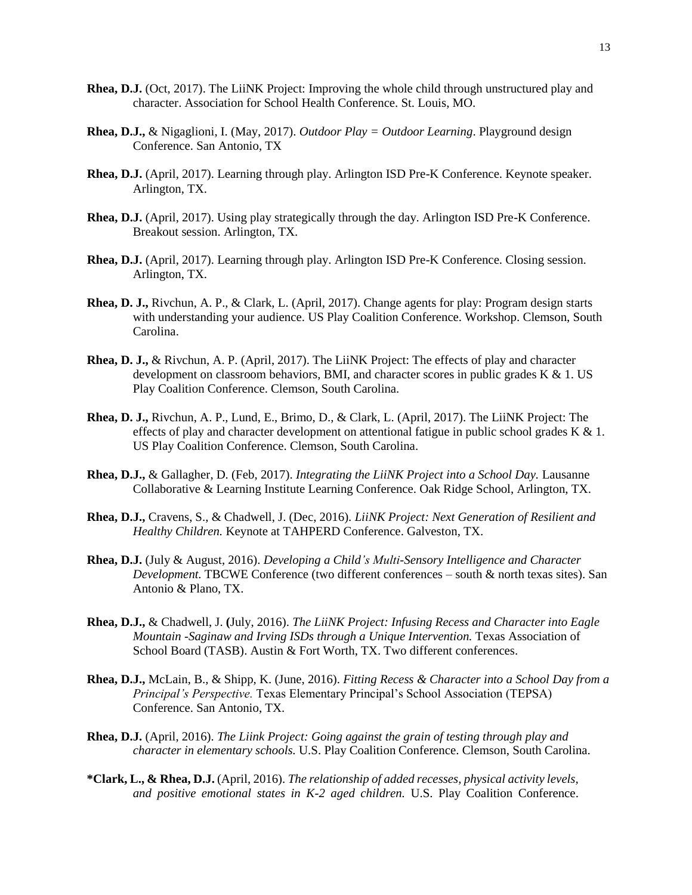**Rhea, D.J.** (Oct, 2017). The LiiNK Project: Improving the whole child through unstructured play and character. Association for School Health Conference. St. Louis, MO.

**Rhea, D.J.,** & Nigaglioni, I. (May, 2017). *Outdoor Play = Outdoor Learning*. Playground design Conference. San Antonio, TX

**Rhea, D.J.** (April, 2017). Learning through play. Arlington ISD Pre-K Conference. Keynote speaker. Arlington, TX.

**Rhea, D.J.** (April, 2017). Using play strategically through the day. Arlington ISD Pre-K Conference. Breakout session. Arlington, TX.

**Rhea, D.J.** (April, 2017). Learning through play. Arlington ISD Pre-K Conference. Closing session. Arlington, TX.

**Rhea, D. J.,** Rivchun, A. P., & Clark, L. (April, 2017). Change agents for play: Program design starts with understanding your audience. US Play Coalition Conference. Workshop. Clemson, South Carolina.

**Rhea, D. J.,** & Rivchun, A. P. (April, 2017). The LiiNK Project: The effects of play and character development on classroom behaviors, BMI, and character scores in public grades K & 1. US Play Coalition Conference. Clemson, South Carolina.

**Rhea, D. J.,** Rivchun, A. P., Lund, E., Brimo, D., & Clark, L. (April, 2017). The LiiNK Project: The effects of play and character development on attentional fatigue in public school grades K & 1. US Play Coalition Conference. Clemson, South Carolina.

**Rhea, D.J.,** & Gallagher, D. (Feb, 2017). *Integrating the LiiNK Project into a School Day.* Lausanne Collaborative & Learning Institute Learning Conference. Oak Ridge School, Arlington, TX.

**Rhea, D.J.,** Cravens, S., & Chadwell, J. (Dec, 2016). *LiiNK Project: Next Generation of Resilient and Healthy Children.* Keynote at TAHPERD Conference. Galveston, TX.

**Rhea, D.J.** (July & August, 2016). *Developing a Child's Multi-Sensory Intelligence and Character Development.* TBCWE Conference (two different conferences – south & north texas sites). San Antonio & Plano, TX.

**Rhea, D.J.,** & Chadwell, J. **(**July, 2016). *The LiiNK Project: Infusing Recess and Character into Eagle Mountain -Saginaw and Irving ISDs through a Unique Intervention.* Texas Association of School Board (TASB). Austin & Fort Worth, TX. Two different conferences.

**Rhea, D.J.,** McLain, B., & Shipp, K. (June, 2016). *Fitting Recess & Character into a School Day from a Principal's Perspective.* Texas Elementary Principal's School Association (TEPSA) Conference. San Antonio, TX.

**Rhea, D.J.** (April, 2016). *The Liink Project: Going against the grain of testing through play and character in elementary schools.* U.S. Play Coalition Conference. Clemson, South Carolina.

**\*Clark, L., & Rhea, D.J.** (April, 2016). *The relationship of added recesses, physical activity levels, and positive emotional states in K-2 aged children.* U.S. Play Coalition Conference.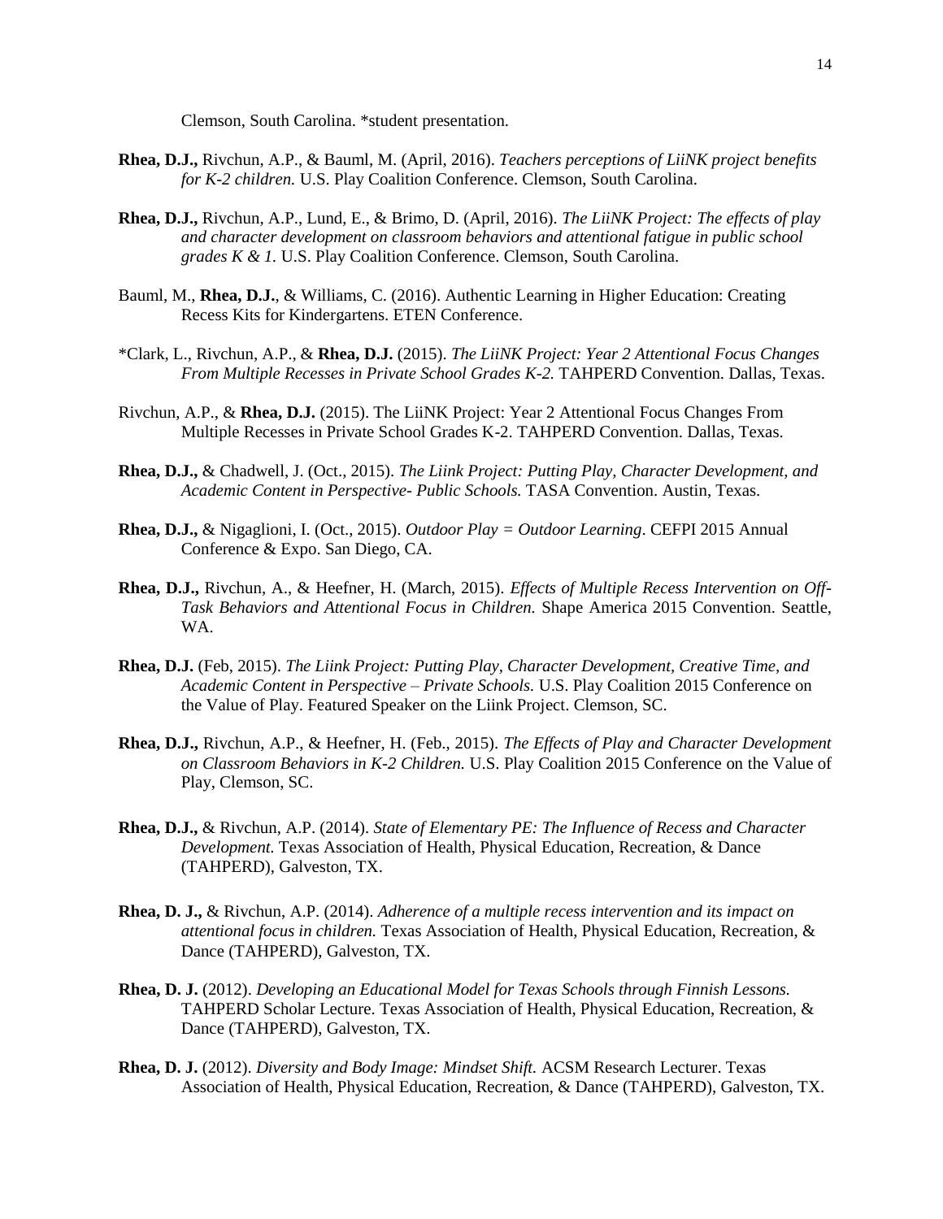Clemson, South Carolina. *student presentation.

**Rhea, D.J.,** Rivchun, A.P., & Bauml, M. (April, 2016). *Teachers perceptions of LiiNK project benefits for K-2 children.* U.S. Play Coalition Conference. Clemson, South Carolina.

**Rhea, D.J.,** Rivchun, A.P., Lund, E., & Brimo, D. (April, 2016). *The LiiNK Project: The effects of play and character development on classroom behaviors and attentional fatigue in public school grades K & 1.* U.S. Play Coalition Conference. Clemson, South Carolina.

Bauml, M., **Rhea, D.J.**, & Williams, C. (2016). Authentic Learning in Higher Education: Creating Recess Kits for Kindergartens. ETEN Conference.

*Clark, L., Rivchun, A.P., & **Rhea, D.J.** (2015). *The LiiNK Project: Year 2 Attentional Focus Changes From Multiple Recesses in Private School Grades K-2.* TAHPERD Convention. Dallas, Texas.

Rivchun, A.P., & **Rhea, D.J.** (2015). The LiiNK Project: Year 2 Attentional Focus Changes From Multiple Recesses in Private School Grades K-2. TAHPERD Convention. Dallas, Texas.

**Rhea, D.J.,** & Chadwell, J. (Oct., 2015). *The Liink Project: Putting Play, Character Development, and Academic Content in Perspective- Public Schools.* TASA Convention. Austin, Texas.

**Rhea, D.J.,** & Nigaglioni, I. (Oct., 2015). *Outdoor Play = Outdoor Learning*. CEFPI 2015 Annual Conference & Expo. San Diego, CA.

**Rhea, D.J.,** Rivchun, A., & Heefner, H. (March, 2015). *Effects of Multiple Recess Intervention on Off-Task Behaviors and Attentional Focus in Children.* Shape America 2015 Convention. Seattle, WA.

**Rhea, D.J.** (Feb, 2015). *The Liink Project: Putting Play, Character Development, Creative Time, and Academic Content in Perspective – Private Schools.* U.S. Play Coalition 2015 Conference on the Value of Play. Featured Speaker on the Liink Project. Clemson, SC.

**Rhea, D.J.,** Rivchun, A.P., & Heefner, H. (Feb., 2015). *The Effects of Play and Character Development on Classroom Behaviors in K-2 Children.* U.S. Play Coalition 2015 Conference on the Value of Play, Clemson, SC.

**Rhea, D.J.,** & Rivchun, A.P. (2014). *State of Elementary PE: The Influence of Recess and Character Development.* Texas Association of Health, Physical Education, Recreation, & Dance (TAHPERD), Galveston, TX.

**Rhea, D. J.,** & Rivchun, A.P. (2014). *Adherence of a multiple recess intervention and its impact on attentional focus in children.* Texas Association of Health, Physical Education, Recreation, & Dance (TAHPERD), Galveston, TX.

**Rhea, D. J.** (2012). *Developing an Educational Model for Texas Schools through Finnish Lessons.* TAHPERD Scholar Lecture. Texas Association of Health, Physical Education, Recreation, & Dance (TAHPERD), Galveston, TX.

**Rhea, D. J.** (2012). *Diversity and Body Image: Mindset Shift.* ACSM Research Lecturer. Texas Association of Health, Physical Education, Recreation, & Dance (TAHPERD), Galveston, TX.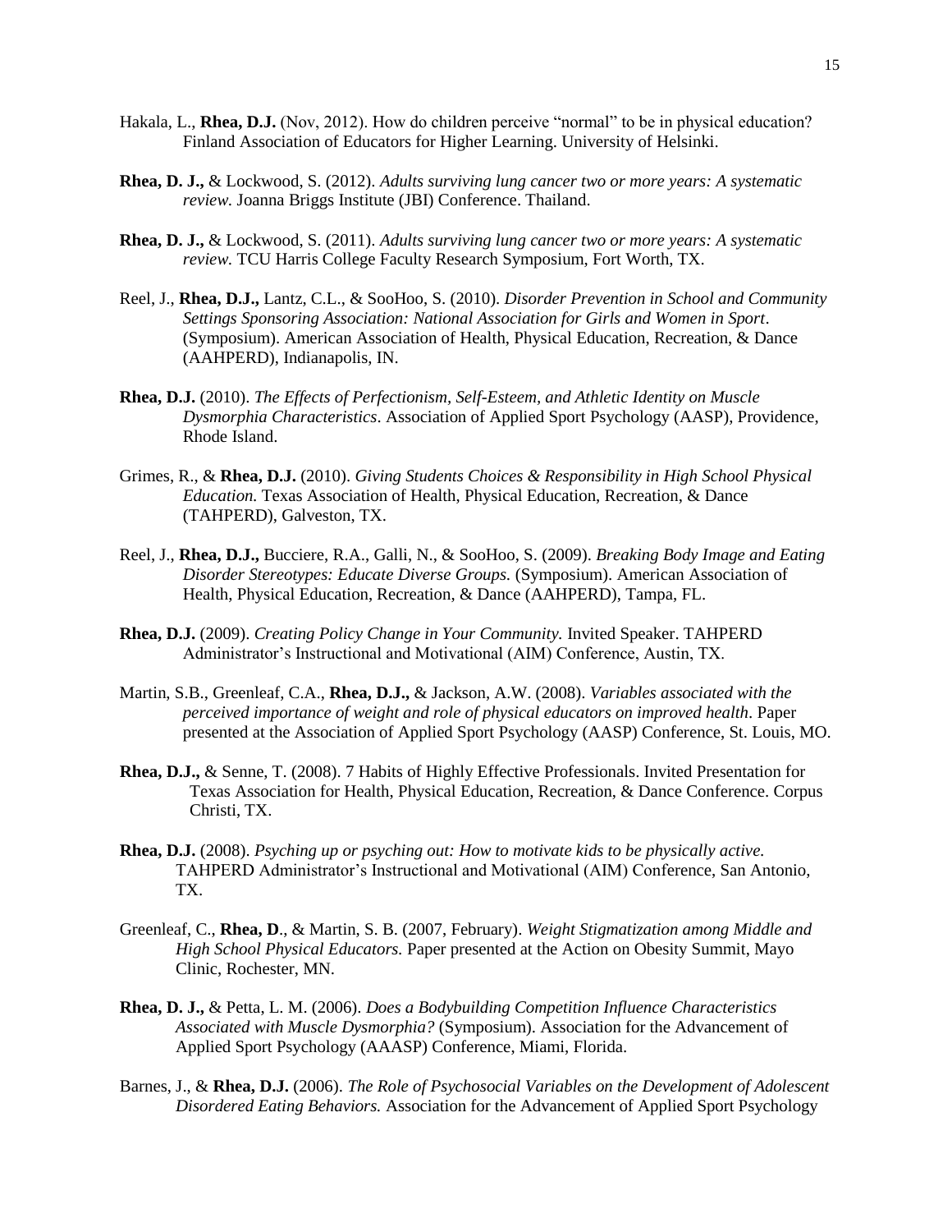Hakala, L., **Rhea, D.J.** (Nov, 2012). How do children perceive "normal" to be in physical education? Finland Association of Educators for Higher Learning. University of Helsinki.

**Rhea, D. J.,** & Lockwood, S. (2012). *Adults surviving lung cancer two or more years: A systematic review.* Joanna Briggs Institute (JBI) Conference. Thailand.

**Rhea, D. J.,** & Lockwood, S. (2011). *Adults surviving lung cancer two or more years: A systematic review.* TCU Harris College Faculty Research Symposium, Fort Worth, TX.

Reel, J., **Rhea, D.J.,** Lantz, C.L., & SooHoo, S. (2010). *Disorder Prevention in School and Community Settings Sponsoring Association: National Association for Girls and Women in Sport*. (Symposium). American Association of Health, Physical Education, Recreation, & Dance (AAHPERD), Indianapolis, IN.

**Rhea, D.J.** (2010). *The Effects of Perfectionism, Self-Esteem, and Athletic Identity on Muscle Dysmorphia Characteristics*. Association of Applied Sport Psychology (AASP), Providence, Rhode Island.

Grimes, R., & **Rhea, D.J.** (2010). *Giving Students Choices & Responsibility in High School Physical Education.* Texas Association of Health, Physical Education, Recreation, & Dance (TAHPERD), Galveston, TX.

Reel, J., **Rhea, D.J.,** Bucciere, R.A., Galli, N., & SooHoo, S. (2009). *Breaking Body Image and Eating Disorder Stereotypes: Educate Diverse Groups.* (Symposium). American Association of Health, Physical Education, Recreation, & Dance (AAHPERD), Tampa, FL.

**Rhea, D.J.** (2009). *Creating Policy Change in Your Community.* Invited Speaker. TAHPERD Administrator's Instructional and Motivational (AIM) Conference, Austin, TX.

Martin, S.B., Greenleaf, C.A., **Rhea, D.J.,** & Jackson, A.W. (2008). *Variables associated with the perceived importance of weight and role of physical educators on improved health*. Paper presented at the Association of Applied Sport Psychology (AASP) Conference, St. Louis, MO.

**Rhea, D.J.,** & Senne, T. (2008). 7 Habits of Highly Effective Professionals. Invited Presentation for Texas Association for Health, Physical Education, Recreation, & Dance Conference. Corpus Christi, TX.

**Rhea, D.J.** (2008). *Psyching up or psyching out: How to motivate kids to be physically active.* TAHPERD Administrator's Instructional and Motivational (AIM) Conference, San Antonio, TX.

Greenleaf, C., **Rhea, D**., & Martin, S. B. (2007, February). *Weight Stigmatization among Middle and High School Physical Educators.* Paper presented at the Action on Obesity Summit, Mayo Clinic, Rochester, MN.

**Rhea, D. J.,** & Petta, L. M. (2006). *Does a Bodybuilding Competition Influence Characteristics Associated with Muscle Dysmorphia?* (Symposium). Association for the Advancement of Applied Sport Psychology (AAASP) Conference, Miami, Florida.

Barnes, J., & **Rhea, D.J.** (2006). *The Role of Psychosocial Variables on the Development of Adolescent Disordered Eating Behaviors.* Association for the Advancement of Applied Sport Psychology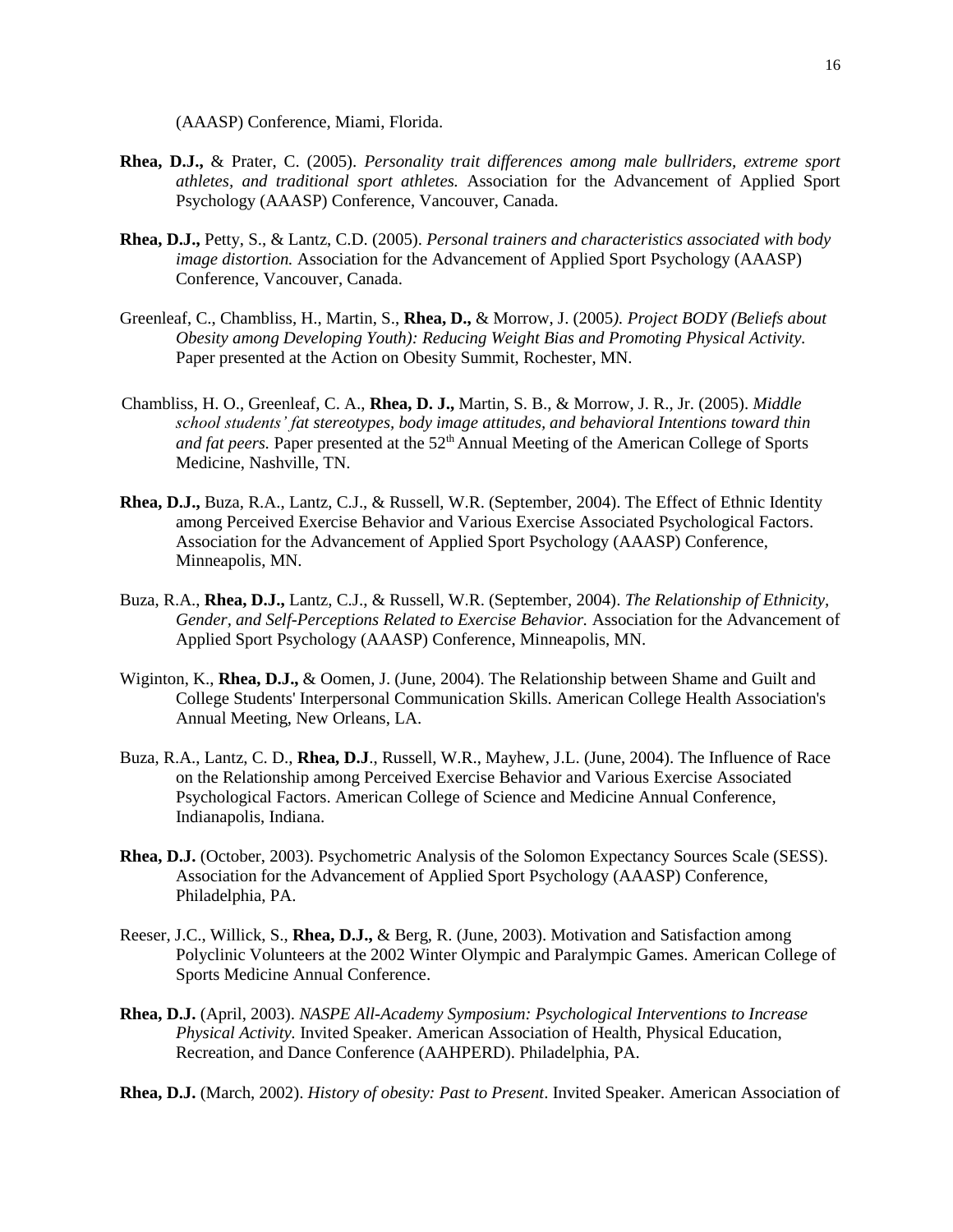(AAASP) Conference, Miami, Florida.

**Rhea, D.J.,** & Prater, C. (2005). *Personality trait differences among male bullriders, extreme sport athletes, and traditional sport athletes.* Association for the Advancement of Applied Sport Psychology (AAASP) Conference, Vancouver, Canada.

**Rhea, D.J.,** Petty, S., & Lantz, C.D. (2005). *Personal trainers and characteristics associated with body image distortion.* Association for the Advancement of Applied Sport Psychology (AAASP) Conference, Vancouver, Canada.

Greenleaf, C., Chambliss, H., Martin, S., **Rhea, D.,** & Morrow, J. (2005*). Project BODY (Beliefs about Obesity among Developing Youth): Reducing Weight Bias and Promoting Physical Activity.* Paper presented at the Action on Obesity Summit, Rochester, MN.

Chambliss, H. O., Greenleaf, C. A., **Rhea, D. J.,** Martin, S. B., & Morrow, J. R., Jr. (2005). *Middle school students' fat stereotypes, body image attitudes, and behavioral Intentions toward thin and fat peers.* Paper presented at the 52th Annual Meeting of the American College of Sports Medicine, Nashville, TN.

**Rhea, D.J.,** Buza, R.A., Lantz, C.J., & Russell, W.R. (September, 2004). The Effect of Ethnic Identity among Perceived Exercise Behavior and Various Exercise Associated Psychological Factors. Association for the Advancement of Applied Sport Psychology (AAASP) Conference, Minneapolis, MN.

Buza, R.A., **Rhea, D.J.,** Lantz, C.J., & Russell, W.R. (September, 2004). *The Relationship of Ethnicity, Gender, and Self-Perceptions Related to Exercise Behavior.* Association for the Advancement of Applied Sport Psychology (AAASP) Conference, Minneapolis, MN.

Wiginton, K., **Rhea, D.J.,** & Oomen, J. (June, 2004). The Relationship between Shame and Guilt and College Students' Interpersonal Communication Skills. American College Health Association's Annual Meeting, New Orleans, LA.

Buza, R.A., Lantz, C. D., **Rhea, D.J**., Russell, W.R., Mayhew, J.L. (June, 2004). The Influence of Race on the Relationship among Perceived Exercise Behavior and Various Exercise Associated Psychological Factors. American College of Science and Medicine Annual Conference, Indianapolis, Indiana.

**Rhea, D.J.** (October, 2003). Psychometric Analysis of the Solomon Expectancy Sources Scale (SESS). Association for the Advancement of Applied Sport Psychology (AAASP) Conference, Philadelphia, PA.

Reeser, J.C., Willick, S., **Rhea, D.J.,** & Berg, R. (June, 2003). Motivation and Satisfaction among Polyclinic Volunteers at the 2002 Winter Olympic and Paralympic Games. American College of Sports Medicine Annual Conference.

**Rhea, D.J.** (April, 2003). *NASPE All-Academy Symposium: Psychological Interventions to Increase Physical Activity.* Invited Speaker. American Association of Health, Physical Education, Recreation, and Dance Conference (AAHPERD). Philadelphia, PA.

**Rhea, D.J.** (March, 2002). *History of obesity: Past to Present*. Invited Speaker. American Association of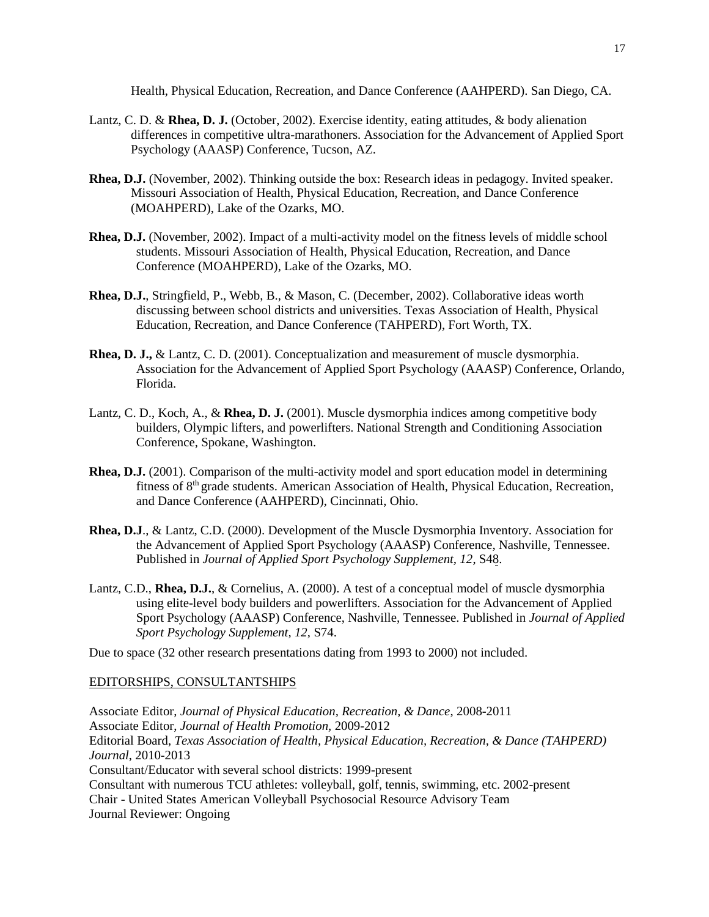Health, Physical Education, Recreation, and Dance Conference (AAHPERD). San Diego, CA.

Lantz, C. D. & **Rhea, D. J.** (October, 2002). Exercise identity, eating attitudes, & body alienation differences in competitive ultra-marathoners. Association for the Advancement of Applied Sport Psychology (AAASP) Conference, Tucson, AZ.

**Rhea, D.J.** (November, 2002). Thinking outside the box: Research ideas in pedagogy. Invited speaker. Missouri Association of Health, Physical Education, Recreation, and Dance Conference (MOAHPERD), Lake of the Ozarks, MO.

**Rhea, D.J.** (November, 2002). Impact of a multi-activity model on the fitness levels of middle school students. Missouri Association of Health, Physical Education, Recreation, and Dance Conference (MOAHPERD), Lake of the Ozarks, MO.

**Rhea, D.J.**, Stringfield, P., Webb, B., & Mason, C. (December, 2002). Collaborative ideas worth discussing between school districts and universities. Texas Association of Health, Physical Education, Recreation, and Dance Conference (TAHPERD), Fort Worth, TX.

**Rhea, D. J.,** & Lantz, C. D. (2001). Conceptualization and measurement of muscle dysmorphia. Association for the Advancement of Applied Sport Psychology (AAASP) Conference, Orlando, Florida.

Lantz, C. D., Koch, A., & **Rhea, D. J.** (2001). Muscle dysmorphia indices among competitive body builders, Olympic lifters, and powerlifters. National Strength and Conditioning Association Conference, Spokane, Washington.

**Rhea, D.J.** (2001). Comparison of the multi-activity model and sport education model in determining fitness of 8th grade students. American Association of Health, Physical Education, Recreation, and Dance Conference (AAHPERD), Cincinnati, Ohio.

**Rhea, D.J**., & Lantz, C.D. (2000). Development of the Muscle Dysmorphia Inventory. Association for the Advancement of Applied Sport Psychology (AAASP) Conference, Nashville, Tennessee. Published in *Journal of Applied Sport Psychology Supplement, 12*, S48.

Lantz, C.D., **Rhea, D.J.**, & Cornelius, A. (2000). A test of a conceptual model of muscle dysmorphia using elite-level body builders and powerlifters. Association for the Advancement of Applied Sport Psychology (AAASP) Conference, Nashville, Tennessee. Published in *Journal of Applied Sport Psychology Supplement, 12*, S74.

Due to space (32 other research presentations dating from 1993 to 2000) not included.

## EDITORSHIPS, CONSULTANTSHIPS

Associate Editor, *Journal of Physical Education, Recreation, & Dance*, 2008-2011
Associate Editor, *Journal of Health Promotion,* 2009-2012
Editorial Board, *Texas Association of Health, Physical Education, Recreation, & Dance (TAHPERD) Journal*, 2010-2013
Consultant/Educator with several school districts: 1999-present
Consultant with numerous TCU athletes: volleyball, golf, tennis, swimming, etc. 2002-present
Chair - United States American Volleyball Psychosocial Resource Advisory Team
Journal Reviewer: Ongoing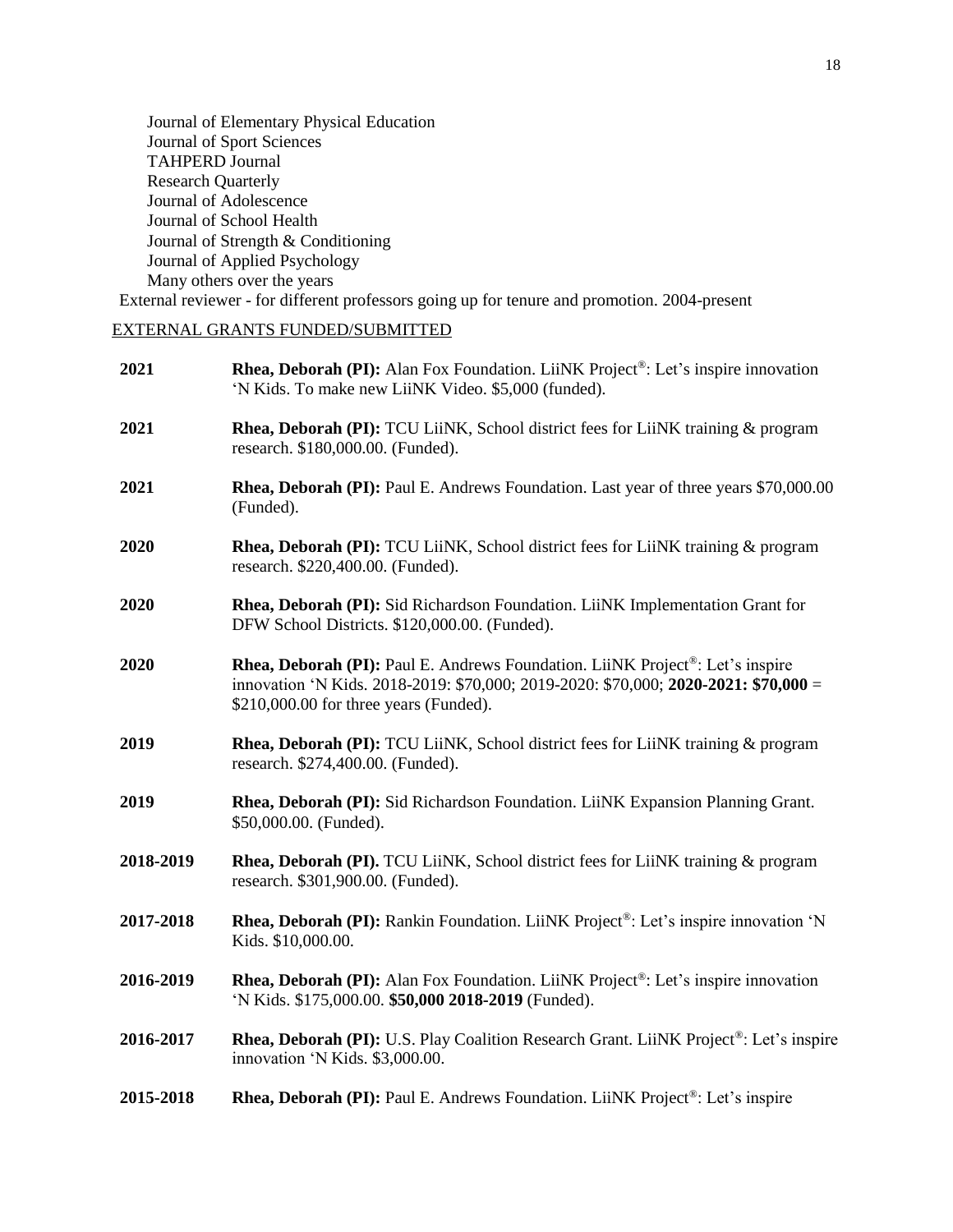Journal of Elementary Physical Education
Journal of Sport Sciences
TAHPERD Journal
Research Quarterly
Journal of Adolescence
Journal of School Health
Journal of Strength & Conditioning
Journal of Applied Psychology
Many others over the years

External reviewer - for different professors going up for tenure and promotion. 2004-present

## EXTERNAL GRANTS FUNDED/SUBMITTED

**2021** **Rhea, Deborah (PI):** Alan Fox Foundation. LiiNK Project®: Let's inspire innovation 'N Kids. To make new LiiNK Video. $5,000 (funded).

**2021** **Rhea, Deborah (PI):** TCU LiiNK, School district fees for LiiNK training & program research. $180,000.00. (Funded).

**2021** **Rhea, Deborah (PI):** Paul E. Andrews Foundation. Last year of three years $70,000.00 (Funded).

**2020** **Rhea, Deborah (PI):** TCU LiiNK, School district fees for LiiNK training & program research. $220,400.00. (Funded).

**2020** **Rhea, Deborah (PI):** Sid Richardson Foundation. LiiNK Implementation Grant for DFW School Districts. $120,000.00. (Funded).

**2020** **Rhea, Deborah (PI):** Paul E. Andrews Foundation. LiiNK Project®: Let's inspire innovation 'N Kids. 2018-2019: $70,000; 2019-2020: $70,000; **2020-2021: $70,000** = $210,000.00 for three years (Funded).

**2019** **Rhea, Deborah (PI):** TCU LiiNK, School district fees for LiiNK training & program research. $274,400.00. (Funded).

**2019** **Rhea, Deborah (PI):** Sid Richardson Foundation. LiiNK Expansion Planning Grant. $50,000.00. (Funded).

**2018-2019** **Rhea, Deborah (PI).** TCU LiiNK, School district fees for LiiNK training & program research. $301,900.00. (Funded).

**2017-2018** **Rhea, Deborah (PI):** Rankin Foundation. LiiNK Project®: Let's inspire innovation 'N Kids. $10,000.00.

**2016-2019** **Rhea, Deborah (PI):** Alan Fox Foundation. LiiNK Project®: Let's inspire innovation 'N Kids. $175,000.00. **$50,000 2018-2019** (Funded).

**2016-2017** **Rhea, Deborah (PI):** U.S. Play Coalition Research Grant. LiiNK Project®: Let's inspire innovation 'N Kids. $3,000.00.

**2015-2018** **Rhea, Deborah (PI):** Paul E. Andrews Foundation. LiiNK Project®: Let's inspire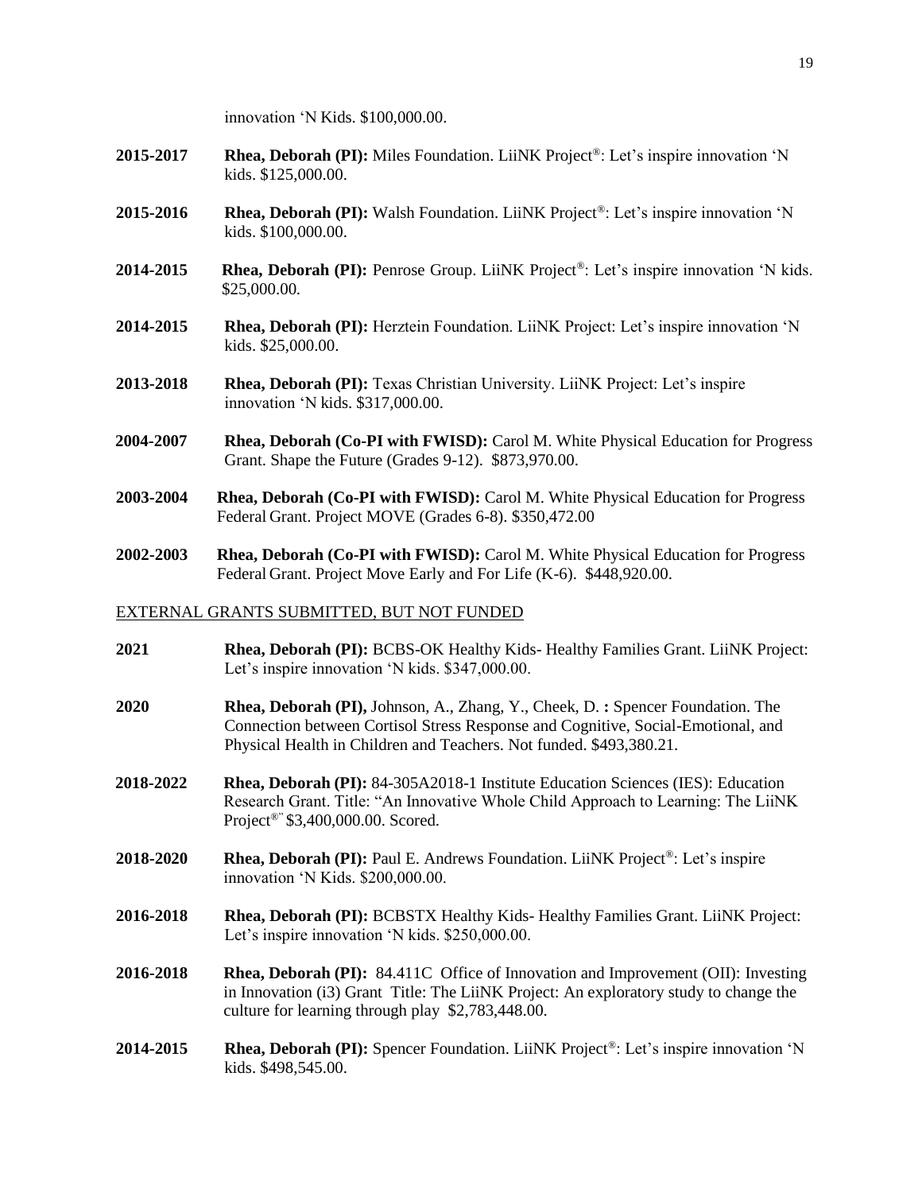innovation 'N Kids. $100,000.00.

**2015-2017** **Rhea, Deborah (PI):** Miles Foundation. LiiNK Project®: Let's inspire innovation 'N kids. $125,000.00.

**2015-2016** **Rhea, Deborah (PI):** Walsh Foundation. LiiNK Project®: Let's inspire innovation 'N kids. $100,000.00.

**2014-2015** **Rhea, Deborah (PI):** Penrose Group. LiiNK Project®: Let's inspire innovation 'N kids. $25,000.00.

**2014-2015** **Rhea, Deborah (PI):** Herztein Foundation. LiiNK Project: Let's inspire innovation 'N kids. $25,000.00.

**2013-2018** **Rhea, Deborah (PI):** Texas Christian University. LiiNK Project: Let's inspire innovation 'N kids. $317,000.00.

**2004-2007** **Rhea, Deborah (Co-PI with FWISD):** Carol M. White Physical Education for Progress Grant. Shape the Future (Grades 9-12). $873,970.00.

**2003-2004** **Rhea, Deborah (Co-PI with FWISD):** Carol M. White Physical Education for Progress Federal Grant. Project MOVE (Grades 6-8). $350,472.00

**2002-2003** **Rhea, Deborah (Co-PI with FWISD):** Carol M. White Physical Education for Progress Federal Grant. Project Move Early and For Life (K-6). $448,920.00.

EXTERNAL GRANTS SUBMITTED, BUT NOT FUNDED

**2021** **Rhea, Deborah (PI):** BCBS-OK Healthy Kids- Healthy Families Grant. LiiNK Project: Let's inspire innovation 'N kids. $347,000.00.

**2020** **Rhea, Deborah (PI),** Johnson, A., Zhang, Y., Cheek, D. **:** Spencer Foundation. The Connection between Cortisol Stress Response and Cognitive, Social-Emotional, and Physical Health in Children and Teachers. Not funded. $493,380.21.

**2018-2022** **Rhea, Deborah (PI):** 84-305A2018-1 Institute Education Sciences (IES): Education Research Grant. Title: "An Innovative Whole Child Approach to Learning: The LiiNK Project®" $3,400,000.00. Scored.

**2018-2020** **Rhea, Deborah (PI):** Paul E. Andrews Foundation. LiiNK Project®: Let's inspire innovation 'N Kids. $200,000.00.

**2016-2018** **Rhea, Deborah (PI):** BCBSTX Healthy Kids- Healthy Families Grant. LiiNK Project: Let's inspire innovation 'N kids. $250,000.00.

**2016-2018** **Rhea, Deborah (PI):** 84.411C Office of Innovation and Improvement (OII): Investing in Innovation (i3) Grant Title: The LiiNK Project: An exploratory study to change the culture for learning through play $2,783,448.00.

**2014-2015** **Rhea, Deborah (PI):** Spencer Foundation. LiiNK Project®: Let's inspire innovation 'N kids. $498,545.00.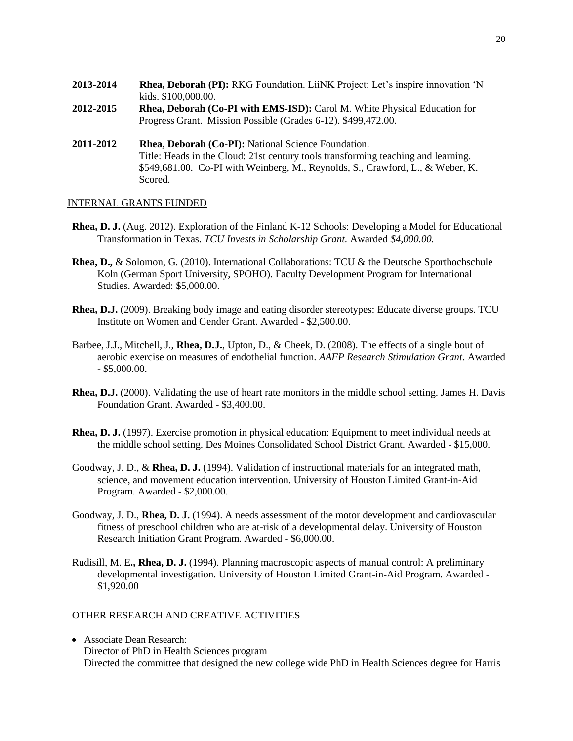**2013-2014** **Rhea, Deborah (PI):** RKG Foundation. LiiNK Project: Let's inspire innovation 'N kids. $100,000.00.

**2012-2015** **Rhea, Deborah (Co-PI with EMS-ISD):** Carol M. White Physical Education for Progress Grant. Mission Possible (Grades 6-12). $499,472.00.

**2011-2012** **Rhea, Deborah (Co-PI):** National Science Foundation. Title: Heads in the Cloud: 21st century tools transforming teaching and learning. $549,681.00. Co-PI with Weinberg, M., Reynolds, S., Crawford, L., & Weber, K. Scored.

INTERNAL GRANTS FUNDED

**Rhea, D. J.** (Aug. 2012). Exploration of the Finland K-12 Schools: Developing a Model for Educational Transformation in Texas. *TCU Invests in Scholarship Grant.* Awarded *$4,000.00.*

**Rhea, D.,** & Solomon, G. (2010). International Collaborations: TCU & the Deutsche Sporthochschule Koln (German Sport University, SPOHO). Faculty Development Program for International Studies. Awarded: $5,000.00.

**Rhea, D.J.** (2009). Breaking body image and eating disorder stereotypes: Educate diverse groups. TCU Institute on Women and Gender Grant. Awarded - $2,500.00.

Barbee, J.J., Mitchell, J., **Rhea, D.J.**, Upton, D., & Cheek, D. (2008). The effects of a single bout of aerobic exercise on measures of endothelial function. *AAFP Research Stimulation Grant*. Awarded - $5,000.00.

**Rhea, D.J.** (2000). Validating the use of heart rate monitors in the middle school setting. James H. Davis Foundation Grant. Awarded - $3,400.00.

**Rhea, D. J.** (1997). Exercise promotion in physical education: Equipment to meet individual needs at the middle school setting. Des Moines Consolidated School District Grant. Awarded - $15,000.

Goodway, J. D., & **Rhea, D. J.** (1994). Validation of instructional materials for an integrated math, science, and movement education intervention. University of Houston Limited Grant-in-Aid Program. Awarded - $2,000.00.

Goodway, J. D., **Rhea, D. J.** (1994). A needs assessment of the motor development and cardiovascular fitness of preschool children who are at-risk of a developmental delay. University of Houston Research Initiation Grant Program. Awarded - $6,000.00.

Rudisill, M. E**., Rhea, D. J.** (1994). Planning macroscopic aspects of manual control: A preliminary developmental investigation. University of Houston Limited Grant-in-Aid Program. Awarded - $1,920.00

OTHER RESEARCH AND CREATIVE ACTIVITIES

- Associate Dean Research:
  Director of PhD in Health Sciences program
  Directed the committee that designed the new college wide PhD in Health Sciences degree for Harris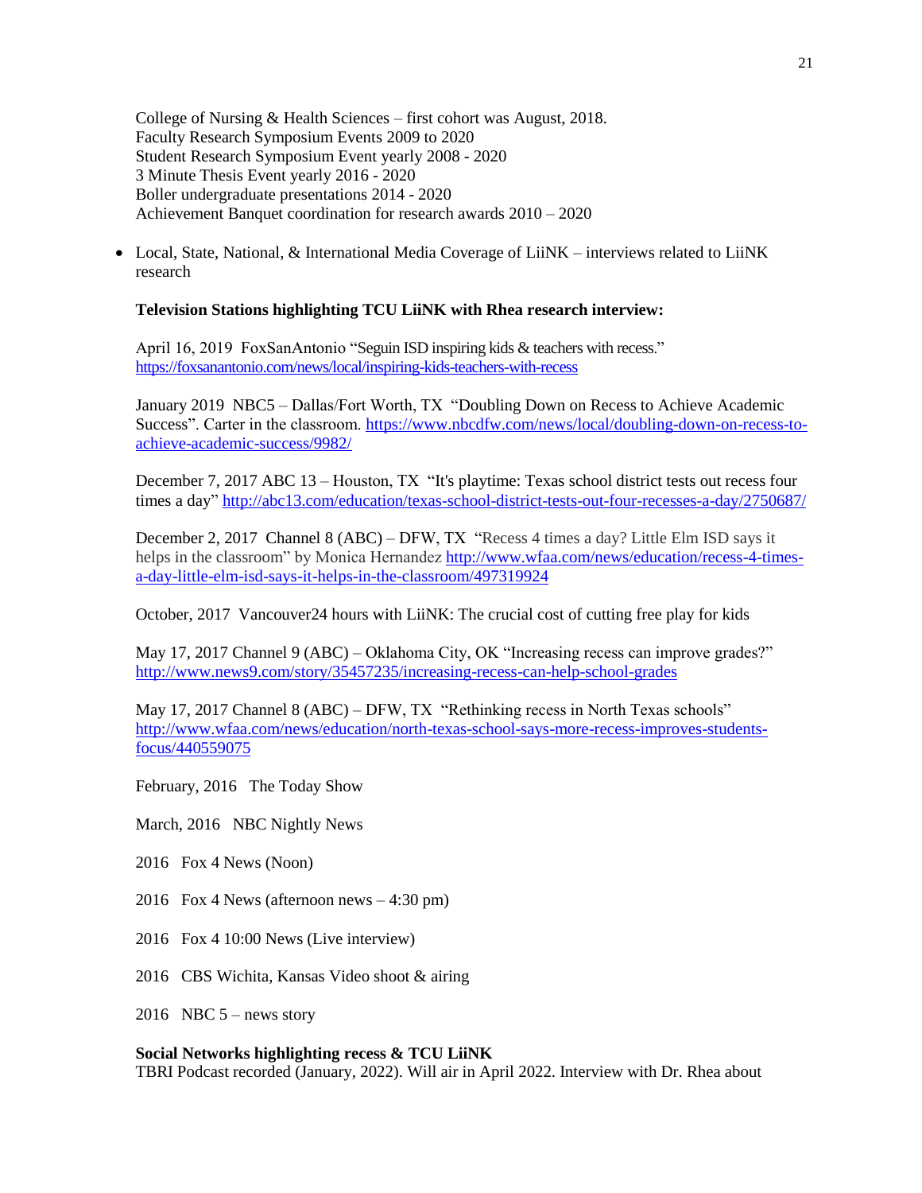College of Nursing & Health Sciences – first cohort was August, 2018.
Faculty Research Symposium Events 2009 to 2020
Student Research Symposium Event yearly 2008 - 2020
3 Minute Thesis Event yearly 2016 - 2020
Boller undergraduate presentations 2014 - 2020
Achievement Banquet coordination for research awards 2010 – 2020

- Local, State, National, & International Media Coverage of LiiNK – interviews related to LiiNK research

**Television Stations highlighting TCU LiiNK with Rhea research interview:**

April 16, 2019 FoxSanAntonio "Seguin ISD inspiring kids & teachers with recess." https://foxsanantonio.com/news/local/inspiring-kids-teachers-with-recess

January 2019 NBC5 – Dallas/Fort Worth, TX "Doubling Down on Recess to Achieve Academic Success". Carter in the classroom. https://www.nbcdfw.com/news/local/doubling-down-on-recess-to-achieve-academic-success/9982/

December 7, 2017 ABC 13 – Houston, TX "It's playtime: Texas school district tests out recess four times a day" http://abc13.com/education/texas-school-district-tests-out-four-recesses-a-day/2750687/

December 2, 2017 Channel 8 (ABC) – DFW, TX "Recess 4 times a day? Little Elm ISD says it helps in the classroom" by Monica Hernandez http://www.wfaa.com/news/education/recess-4-times-a-day-little-elm-isd-says-it-helps-in-the-classroom/497319924

October, 2017 Vancouver24 hours with LiiNK: The crucial cost of cutting free play for kids

May 17, 2017 Channel 9 (ABC) – Oklahoma City, OK "Increasing recess can improve grades?" http://www.news9.com/story/35457235/increasing-recess-can-help-school-grades

May 17, 2017 Channel 8 (ABC) – DFW, TX "Rethinking recess in North Texas schools" http://www.wfaa.com/news/education/north-texas-school-says-more-recess-improves-students-focus/440559075

February, 2016 The Today Show

March, 2016 NBC Nightly News

2016 Fox 4 News (Noon)

2016 Fox 4 News (afternoon news – 4:30 pm)

2016 Fox 4 10:00 News (Live interview)

2016 CBS Wichita, Kansas Video shoot & airing

2016 NBC 5 – news story

**Social Networks highlighting recess & TCU LiiNK**
TBRI Podcast recorded (January, 2022). Will air in April 2022. Interview with Dr. Rhea about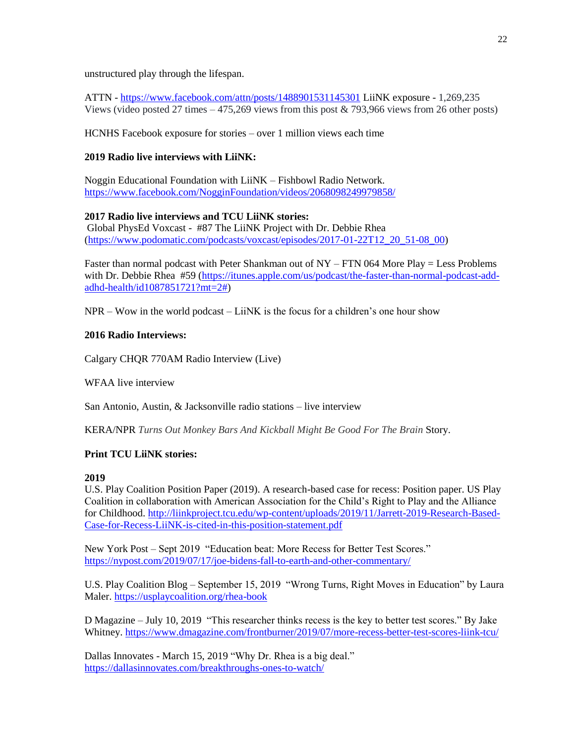unstructured play through the lifespan.

ATTN - https://www.facebook.com/attn/posts/1488901531145301 LiiNK exposure - 1,269,235 Views (video posted 27 times – 475,269 views from this post & 793,966 views from 26 other posts)

HCNHS Facebook exposure for stories – over 1 million views each time

**2019 Radio live interviews with LiiNK:**

Noggin Educational Foundation with LiiNK – Fishbowl Radio Network. https://www.facebook.com/NogginFoundation/videos/2068098249979858/

**2017 Radio live interviews and TCU LiiNK stories:**

Global PhysEd Voxcast - #87 The LiiNK Project with Dr. Debbie Rhea (https://www.podomatic.com/podcasts/voxcast/episodes/2017-01-22T12_20_51-08_00)

Faster than normal podcast with Peter Shankman out of NY – FTN 064 More Play = Less Problems with Dr. Debbie Rhea #59 (https://itunes.apple.com/us/podcast/the-faster-than-normal-podcast-add-adhd-health/id1087851721?mt=2#)

NPR – Wow in the world podcast – LiiNK is the focus for a children's one hour show

**2016 Radio Interviews:**

Calgary CHQR 770AM Radio Interview (Live)

WFAA live interview

San Antonio, Austin, & Jacksonville radio stations – live interview

KERA/NPR *Turns Out Monkey Bars And Kickball Might Be Good For The Brain* Story.

**Print TCU LiiNK stories:**

**2019**

U.S. Play Coalition Position Paper (2019). A research-based case for recess: Position paper. US Play Coalition in collaboration with American Association for the Child's Right to Play and the Alliance for Childhood. http://liinkproject.tcu.edu/wp-content/uploads/2019/11/Jarrett-2019-Research-Based-Case-for-Recess-LiiNK-is-cited-in-this-position-statement.pdf

New York Post – Sept 2019 "Education beat: More Recess for Better Test Scores." https://nypost.com/2019/07/17/joe-bidens-fall-to-earth-and-other-commentary/

U.S. Play Coalition Blog – September 15, 2019 "Wrong Turns, Right Moves in Education" by Laura Maler. https://usplaycoalition.org/rhea-book

D Magazine – July 10, 2019 "This researcher thinks recess is the key to better test scores." By Jake Whitney. https://www.dmagazine.com/frontburner/2019/07/more-recess-better-test-scores-liink-tcu/

Dallas Innovates - March 15, 2019 "Why Dr. Rhea is a big deal." https://dallasinnovates.com/breakthroughs-ones-to-watch/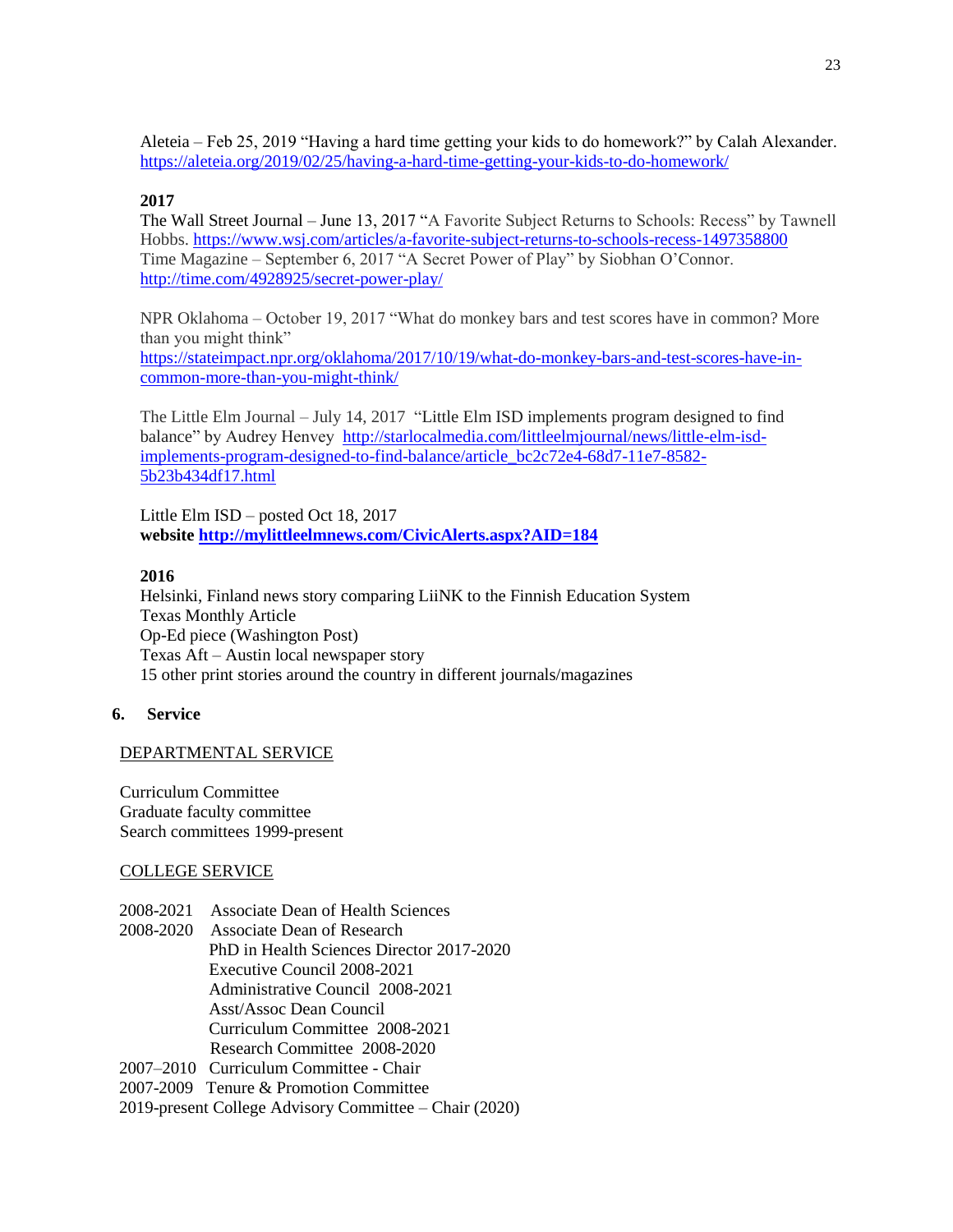Aleteia – Feb 25, 2019 "Having a hard time getting your kids to do homework?" by Calah Alexander. https://aleteia.org/2019/02/25/having-a-hard-time-getting-your-kids-to-do-homework/

**2017**

The Wall Street Journal – June 13, 2017 "A Favorite Subject Returns to Schools: Recess" by Tawnell Hobbs. https://www.wsj.com/articles/a-favorite-subject-returns-to-schools-recess-1497358800
Time Magazine – September 6, 2017 "A Secret Power of Play" by Siobhan O'Connor. http://time.com/4928925/secret-power-play/

NPR Oklahoma – October 19, 2017 "What do monkey bars and test scores have in common? More than you might think" https://stateimpact.npr.org/oklahoma/2017/10/19/what-do-monkey-bars-and-test-scores-have-in-common-more-than-you-might-think/

The Little Elm Journal – July 14, 2017 "Little Elm ISD implements program designed to find balance" by Audrey Henvey http://starlocalmedia.com/littleelmjournal/news/little-elm-isd-implements-program-designed-to-find-balance/article_bc2c72e4-68d7-11e7-8582-5b23b434df17.html

Little Elm ISD – posted Oct 18, 2017
**website http://mylittleelmnews.com/CivicAlerts.aspx?AID=184**

**2016**

Helsinki, Finland news story comparing LiiNK to the Finnish Education System
Texas Monthly Article
Op-Ed piece (Washington Post)
Texas Aft – Austin local newspaper story
15 other print stories around the country in different journals/magazines

## 6. Service

DEPARTMENTAL SERVICE

Curriculum Committee
Graduate faculty committee
Search committees 1999-present

COLLEGE SERVICE

2008-2021 Associate Dean of Health Sciences
2008-2020 Associate Dean of Research
PhD in Health Sciences Director 2017-2020
Executive Council 2008-2021
Administrative Council 2008-2021
Asst/Assoc Dean Council
Curriculum Committee 2008-2021
Research Committee 2008-2020
2007–2010 Curriculum Committee - Chair
2007-2009 Tenure & Promotion Committee
2019-present College Advisory Committee – Chair (2020)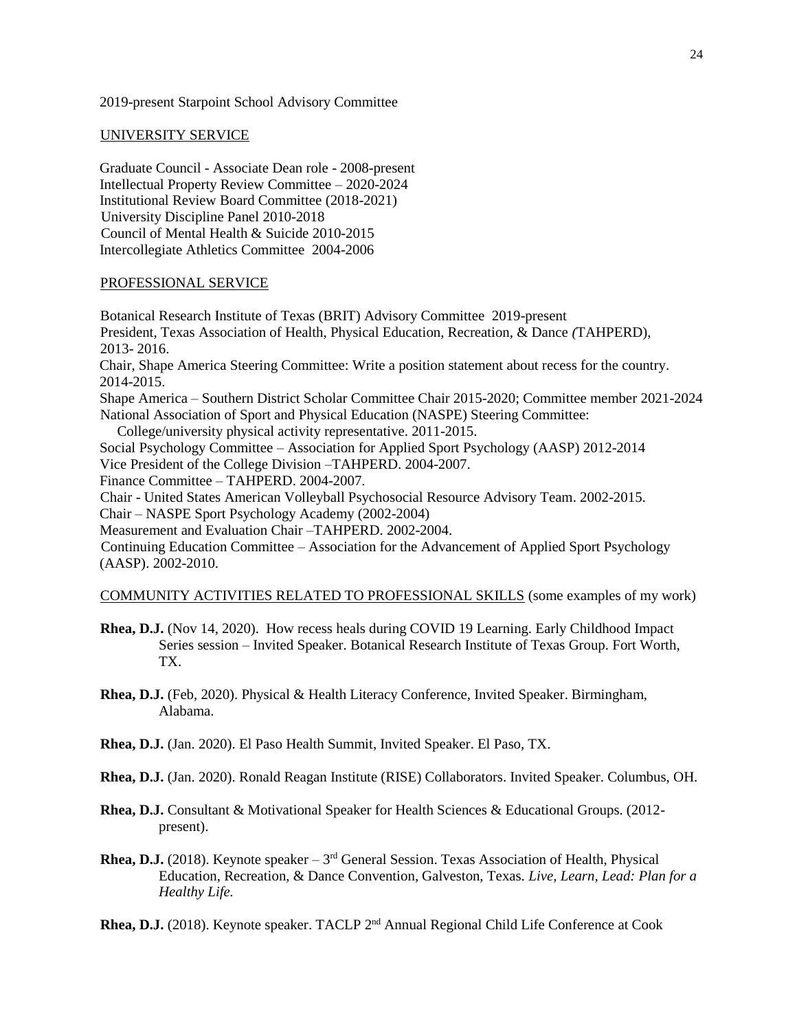2019-present Starpoint School Advisory Committee

UNIVERSITY SERVICE

Graduate Council - Associate Dean role - 2008-present
Intellectual Property Review Committee – 2020-2024
Institutional Review Board Committee (2018-2021)
University Discipline Panel 2010-2018
Council of Mental Health & Suicide 2010-2015
Intercollegiate Athletics Committee 2004-2006

PROFESSIONAL SERVICE

Botanical Research Institute of Texas (BRIT) Advisory Committee 2019-present
President, Texas Association of Health, Physical Education, Recreation, & Dance *(*TAHPERD), 2013- 2016.
Chair, Shape America Steering Committee: Write a position statement about recess for the country. 2014-2015.
Shape America – Southern District Scholar Committee Chair 2015-2020; Committee member 2021-2024
National Association of Sport and Physical Education (NASPE) Steering Committee:
College/university physical activity representative. 2011-2015.
Social Psychology Committee – Association for Applied Sport Psychology (AASP) 2012-2014
Vice President of the College Division –TAHPERD. 2004-2007.
Finance Committee – TAHPERD. 2004-2007.
Chair - United States American Volleyball Psychosocial Resource Advisory Team. 2002-2015.
Chair – NASPE Sport Psychology Academy (2002-2004)
Measurement and Evaluation Chair –TAHPERD. 2002-2004.
Continuing Education Committee – Association for the Advancement of Applied Sport Psychology (AASP). 2002-2010.

COMMUNITY ACTIVITIES RELATED TO PROFESSIONAL SKILLS (some examples of my work)

**Rhea, D.J.** (Nov 14, 2020). How recess heals during COVID 19 Learning. Early Childhood Impact Series session – Invited Speaker. Botanical Research Institute of Texas Group. Fort Worth, TX.

**Rhea, D.J.** (Feb, 2020). Physical & Health Literacy Conference, Invited Speaker. Birmingham, Alabama.

**Rhea, D.J.** (Jan. 2020). El Paso Health Summit, Invited Speaker. El Paso, TX.

**Rhea, D.J.** (Jan. 2020). Ronald Reagan Institute (RISE) Collaborators. Invited Speaker. Columbus, OH.

**Rhea, D.J.** Consultant & Motivational Speaker for Health Sciences & Educational Groups. (2012-present).

**Rhea, D.J.** (2018). Keynote speaker – 3rd General Session. Texas Association of Health, Physical Education, Recreation, & Dance Convention, Galveston, Texas. *Live, Learn, Lead: Plan for a Healthy Life.*

**Rhea, D.J.** (2018). Keynote speaker. TACLP 2nd Annual Regional Child Life Conference at Cook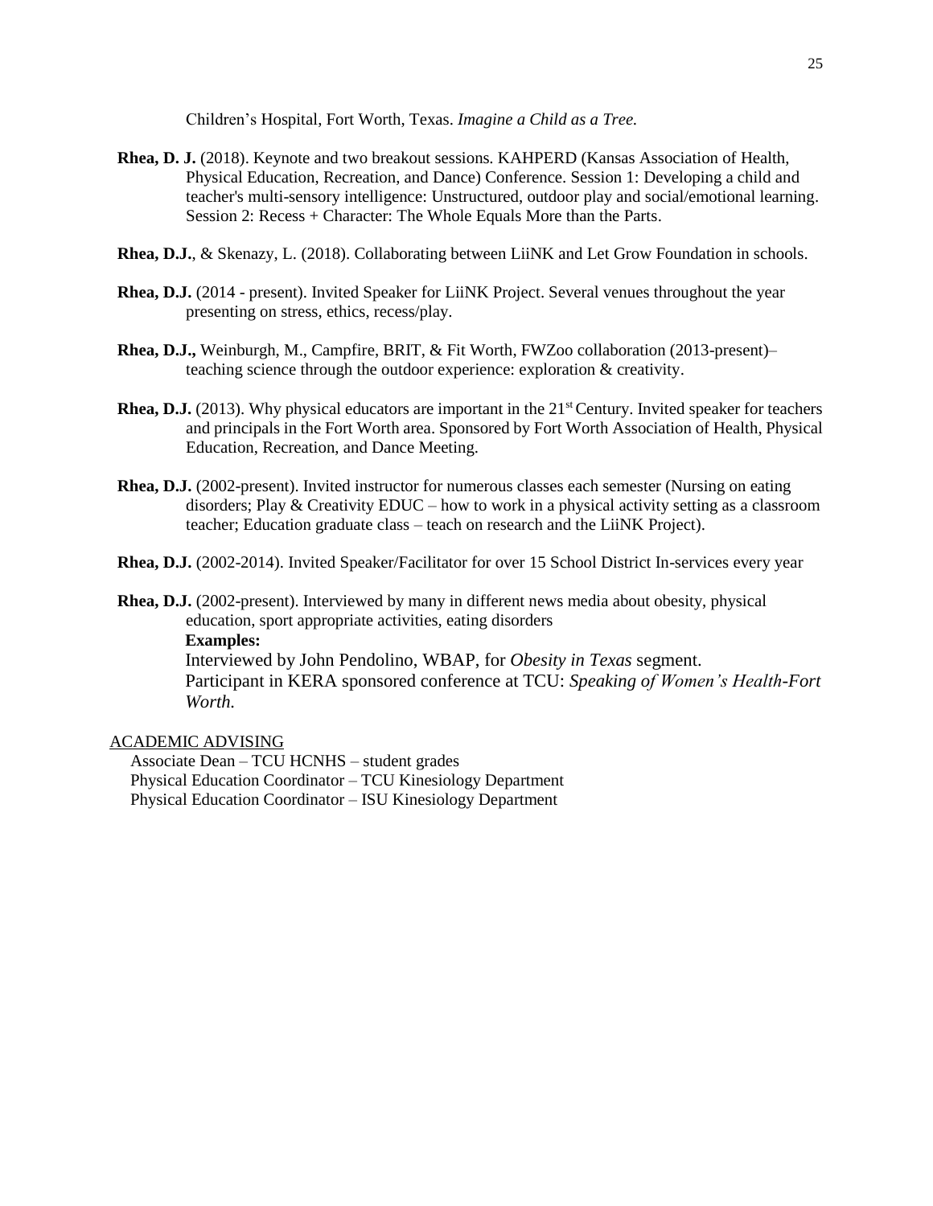Children's Hospital, Fort Worth, Texas. *Imagine a Child as a Tree.*

**Rhea, D. J.** (2018). Keynote and two breakout sessions. KAHPERD (Kansas Association of Health, Physical Education, Recreation, and Dance) Conference. Session 1: Developing a child and teacher's multi-sensory intelligence: Unstructured, outdoor play and social/emotional learning. Session 2: Recess + Character: The Whole Equals More than the Parts.

**Rhea, D.J.**, & Skenazy, L. (2018). Collaborating between LiiNK and Let Grow Foundation in schools.

**Rhea, D.J.** (2014 - present). Invited Speaker for LiiNK Project. Several venues throughout the year presenting on stress, ethics, recess/play.

**Rhea, D.J.,** Weinburgh, M., Campfire, BRIT, & Fit Worth, FWZoo collaboration (2013-present)– teaching science through the outdoor experience: exploration & creativity.

**Rhea, D.J.** (2013). Why physical educators are important in the 21st Century. Invited speaker for teachers and principals in the Fort Worth area. Sponsored by Fort Worth Association of Health, Physical Education, Recreation, and Dance Meeting.

**Rhea, D.J.** (2002-present). Invited instructor for numerous classes each semester (Nursing on eating disorders; Play & Creativity EDUC – how to work in a physical activity setting as a classroom teacher; Education graduate class – teach on research and the LiiNK Project).

**Rhea, D.J.** (2002-2014). Invited Speaker/Facilitator for over 15 School District In-services every year

**Rhea, D.J.** (2002-present). Interviewed by many in different news media about obesity, physical education, sport appropriate activities, eating disorders

**Examples:**

Interviewed by John Pendolino, WBAP, for *Obesity in Texas* segment.

Participant in KERA sponsored conference at TCU: *Speaking of Women's Health-Fort Worth.*

ACADEMIC ADVISING

Associate Dean – TCU HCNHS – student grades

Physical Education Coordinator – TCU Kinesiology Department

Physical Education Coordinator – ISU Kinesiology Department